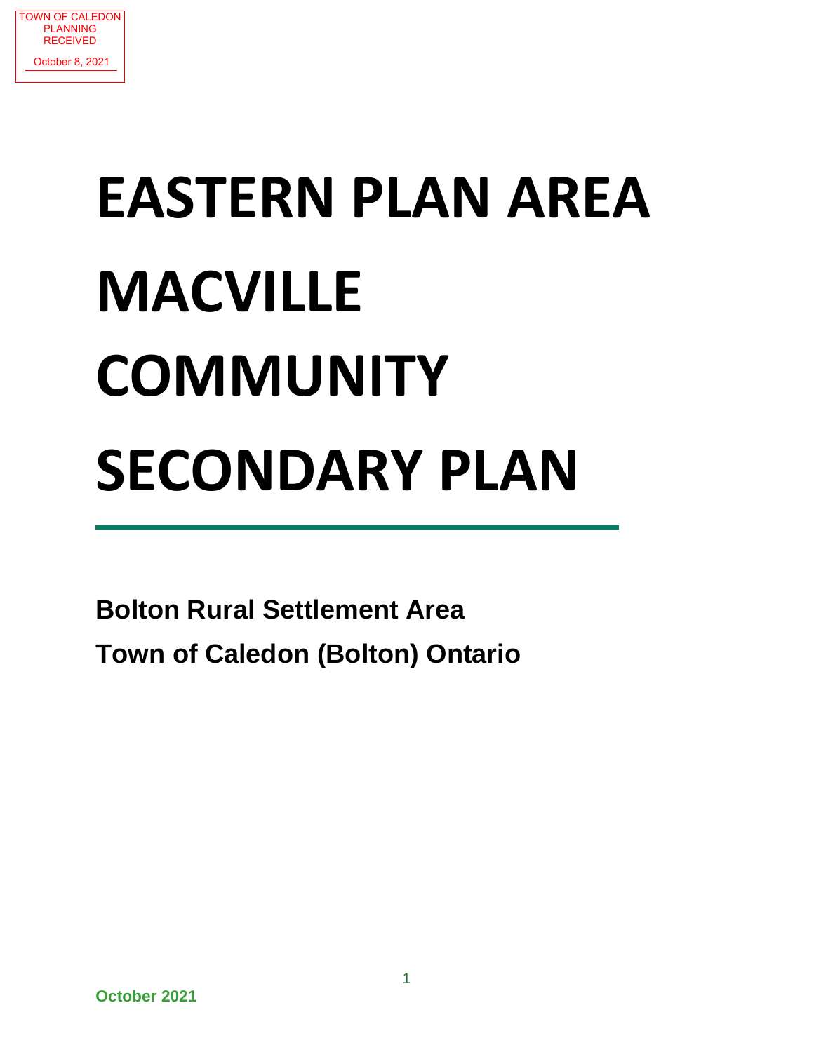TOWN OF CALEDON
PLANNING
RECEIVED
October 8, 2021

# EASTERN PLAN AREA MACVILLE COMMUNITY SECONDARY PLAN

**Bolton Rural Settlement Area**

**Town of Caledon (Bolton) Ontario**

**October 2021**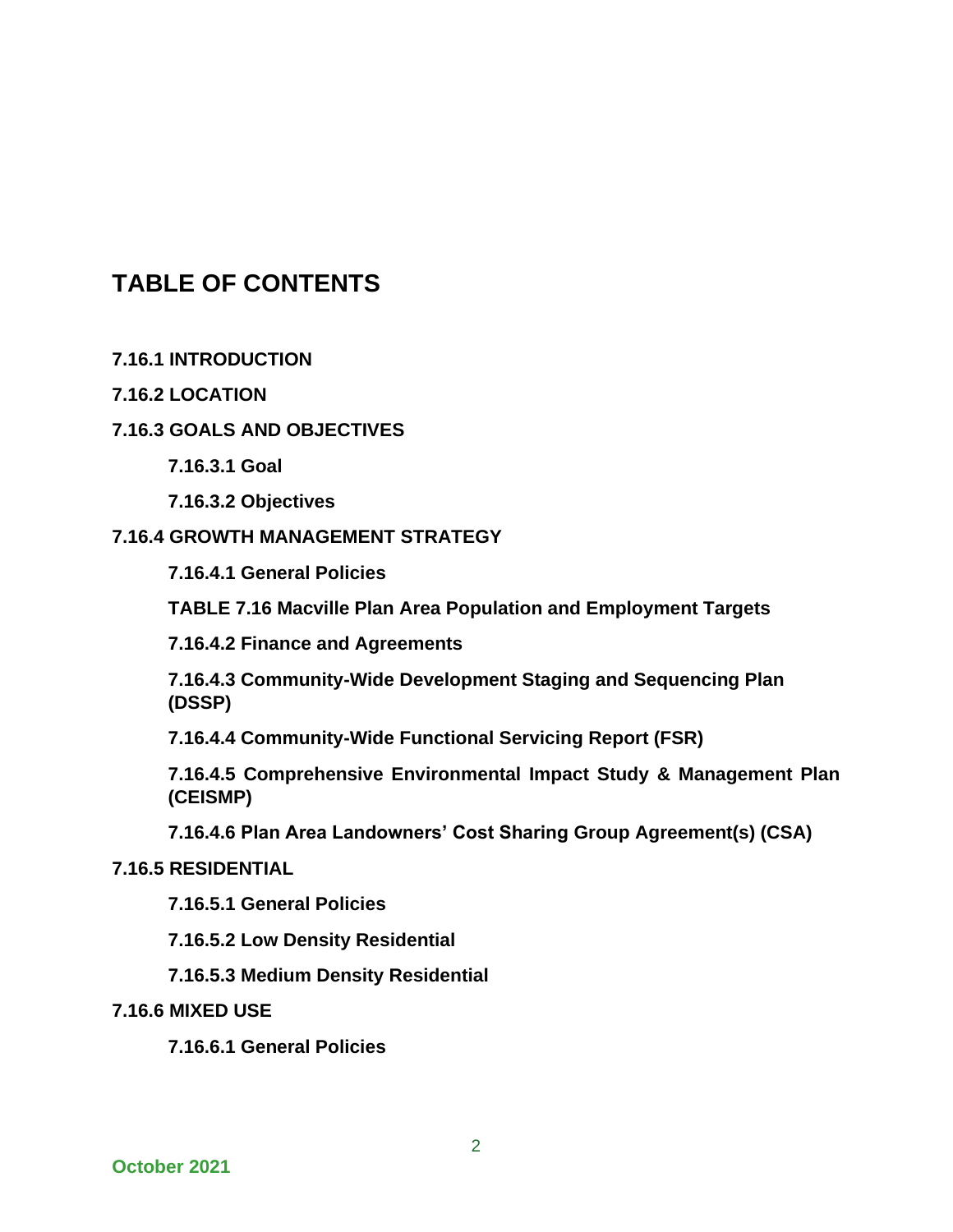# TABLE OF CONTENTS

**7.16.1 INTRODUCTION**

**7.16.2 LOCATION**

**7.16.3 GOALS AND OBJECTIVES**

- **7.16.3.1 Goal**
- **7.16.3.2 Objectives**

**7.16.4 GROWTH MANAGEMENT STRATEGY**

- **7.16.4.1 General Policies**
- **TABLE 7.16 Macville Plan Area Population and Employment Targets**
- **7.16.4.2 Finance and Agreements**
- **7.16.4.3 Community-Wide Development Staging and Sequencing Plan (DSSP)**
- **7.16.4.4 Community-Wide Functional Servicing Report (FSR)**
- **7.16.4.5 Comprehensive Environmental Impact Study & Management Plan (CEISMP)**
- **7.16.4.6 Plan Area Landowners' Cost Sharing Group Agreement(s) (CSA)**

**7.16.5 RESIDENTIAL**

- **7.16.5.1 General Policies**
- **7.16.5.2 Low Density Residential**
- **7.16.5.3 Medium Density Residential**

**7.16.6 MIXED USE**

- **7.16.6.1 General Policies**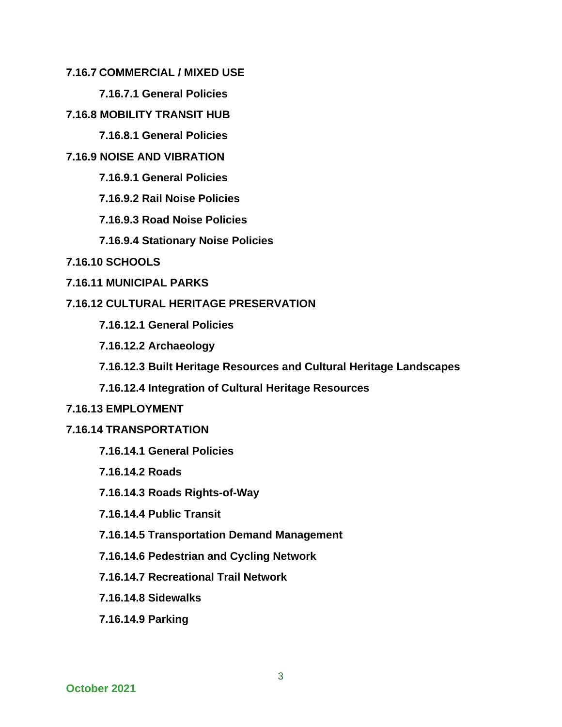**7.16.7 COMMERCIAL / MIXED USE**

- **7.16.7.1 General Policies**

**7.16.8 MOBILITY TRANSIT HUB**

- **7.16.8.1 General Policies**

**7.16.9 NOISE AND VIBRATION**

- **7.16.9.1 General Policies**
- **7.16.9.2 Rail Noise Policies**
- **7.16.9.3 Road Noise Policies**
- **7.16.9.4 Stationary Noise Policies**

**7.16.10 SCHOOLS**

**7.16.11 MUNICIPAL PARKS**

**7.16.12 CULTURAL HERITAGE PRESERVATION**

- **7.16.12.1 General Policies**
- **7.16.12.2 Archaeology**
- **7.16.12.3 Built Heritage Resources and Cultural Heritage Landscapes**
- **7.16.12.4 Integration of Cultural Heritage Resources**

**7.16.13 EMPLOYMENT**

**7.16.14 TRANSPORTATION**

- **7.16.14.1 General Policies**
- **7.16.14.2 Roads**
- **7.16.14.3 Roads Rights-of-Way**
- **7.16.14.4 Public Transit**
- **7.16.14.5 Transportation Demand Management**
- **7.16.14.6 Pedestrian and Cycling Network**
- **7.16.14.7 Recreational Trail Network**
- **7.16.14.8 Sidewalks**
- **7.16.14.9 Parking**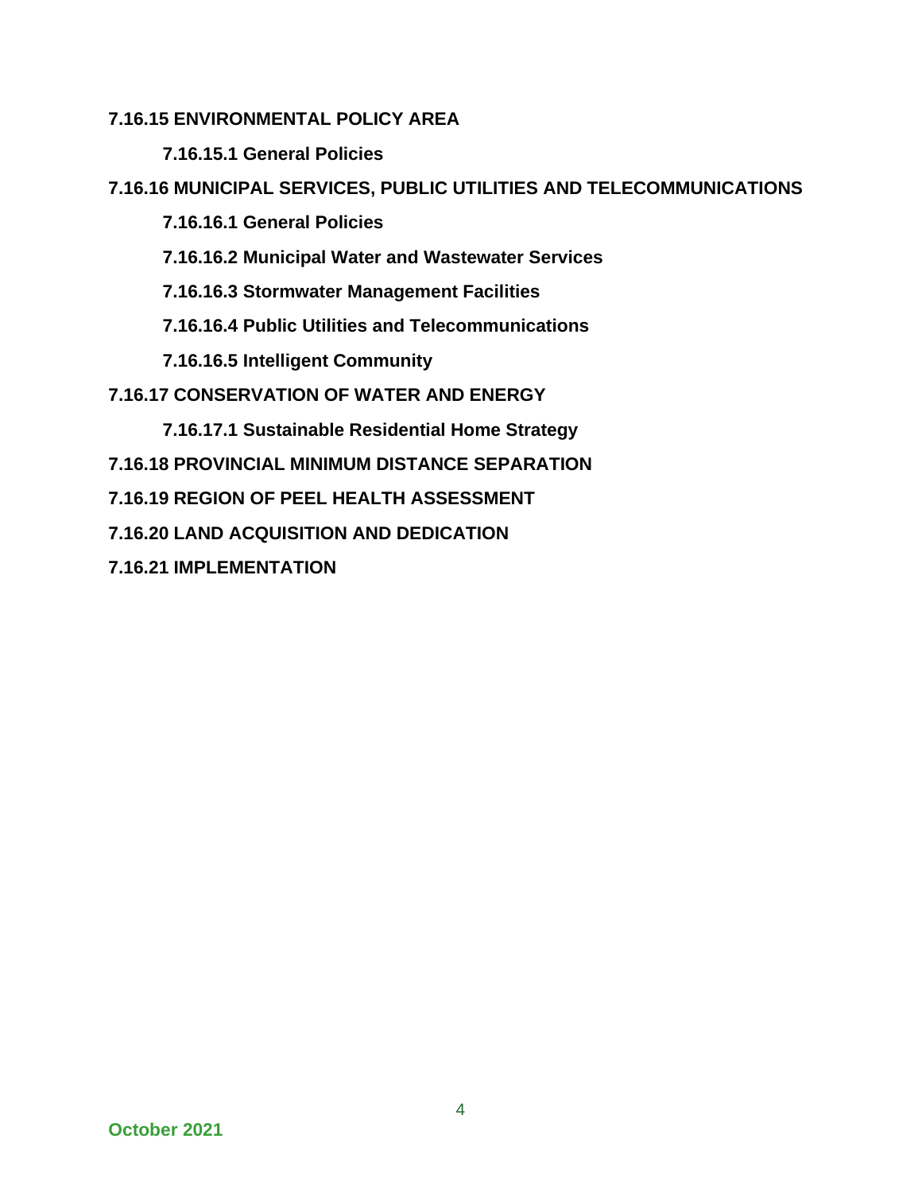**7.16.15 ENVIRONMENTAL POLICY AREA**

**7.16.15.1 General Policies**

**7.16.16 MUNICIPAL SERVICES, PUBLIC UTILITIES AND TELECOMMUNICATIONS**

**7.16.16.1 General Policies**

**7.16.16.2 Municipal Water and Wastewater Services**

**7.16.16.3 Stormwater Management Facilities**

**7.16.16.4 Public Utilities and Telecommunications**

**7.16.16.5 Intelligent Community**

**7.16.17 CONSERVATION OF WATER AND ENERGY**

**7.16.17.1 Sustainable Residential Home Strategy**

**7.16.18 PROVINCIAL MINIMUM DISTANCE SEPARATION**

**7.16.19 REGION OF PEEL HEALTH ASSESSMENT**

**7.16.20 LAND ACQUISITION AND DEDICATION**

**7.16.21 IMPLEMENTATION**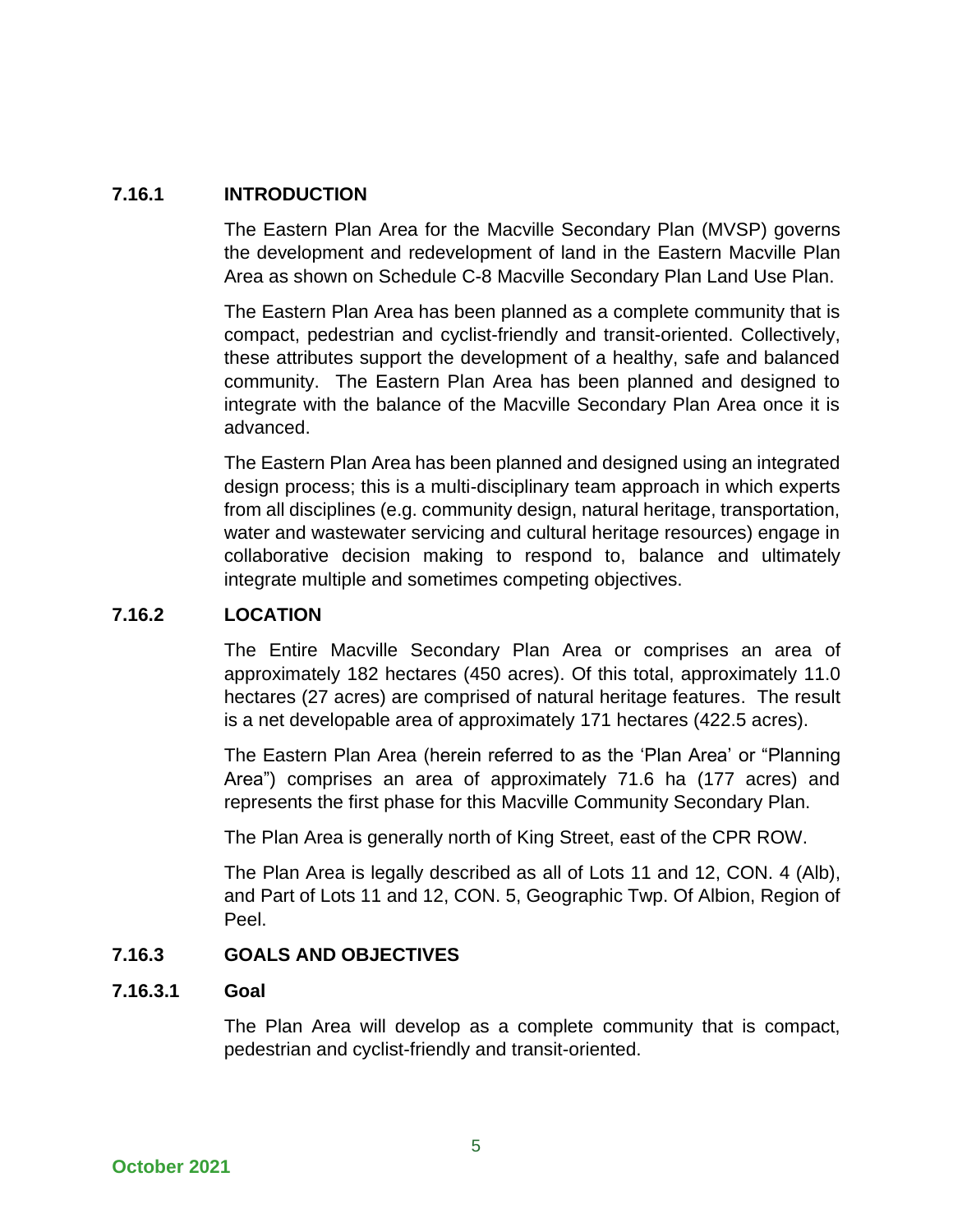## 7.16.1 INTRODUCTION

The Eastern Plan Area for the Macville Secondary Plan (MVSP) governs the development and redevelopment of land in the Eastern Macville Plan Area as shown on Schedule C-8 Macville Secondary Plan Land Use Plan.

The Eastern Plan Area has been planned as a complete community that is compact, pedestrian and cyclist-friendly and transit-oriented. Collectively, these attributes support the development of a healthy, safe and balanced community. The Eastern Plan Area has been planned and designed to integrate with the balance of the Macville Secondary Plan Area once it is advanced.

The Eastern Plan Area has been planned and designed using an integrated design process; this is a multi-disciplinary team approach in which experts from all disciplines (e.g. community design, natural heritage, transportation, water and wastewater servicing and cultural heritage resources) engage in collaborative decision making to respond to, balance and ultimately integrate multiple and sometimes competing objectives.

## 7.16.2 LOCATION

The Entire Macville Secondary Plan Area or comprises an area of approximately 182 hectares (450 acres). Of this total, approximately 11.0 hectares (27 acres) are comprised of natural heritage features. The result is a net developable area of approximately 171 hectares (422.5 acres).

The Eastern Plan Area (herein referred to as the 'Plan Area' or "Planning Area") comprises an area of approximately 71.6 ha (177 acres) and represents the first phase for this Macville Community Secondary Plan.

The Plan Area is generally north of King Street, east of the CPR ROW.

The Plan Area is legally described as all of Lots 11 and 12, CON. 4 (Alb), and Part of Lots 11 and 12, CON. 5, Geographic Twp. Of Albion, Region of Peel.

## 7.16.3 GOALS AND OBJECTIVES

### 7.16.3.1 Goal

The Plan Area will develop as a complete community that is compact, pedestrian and cyclist-friendly and transit-oriented.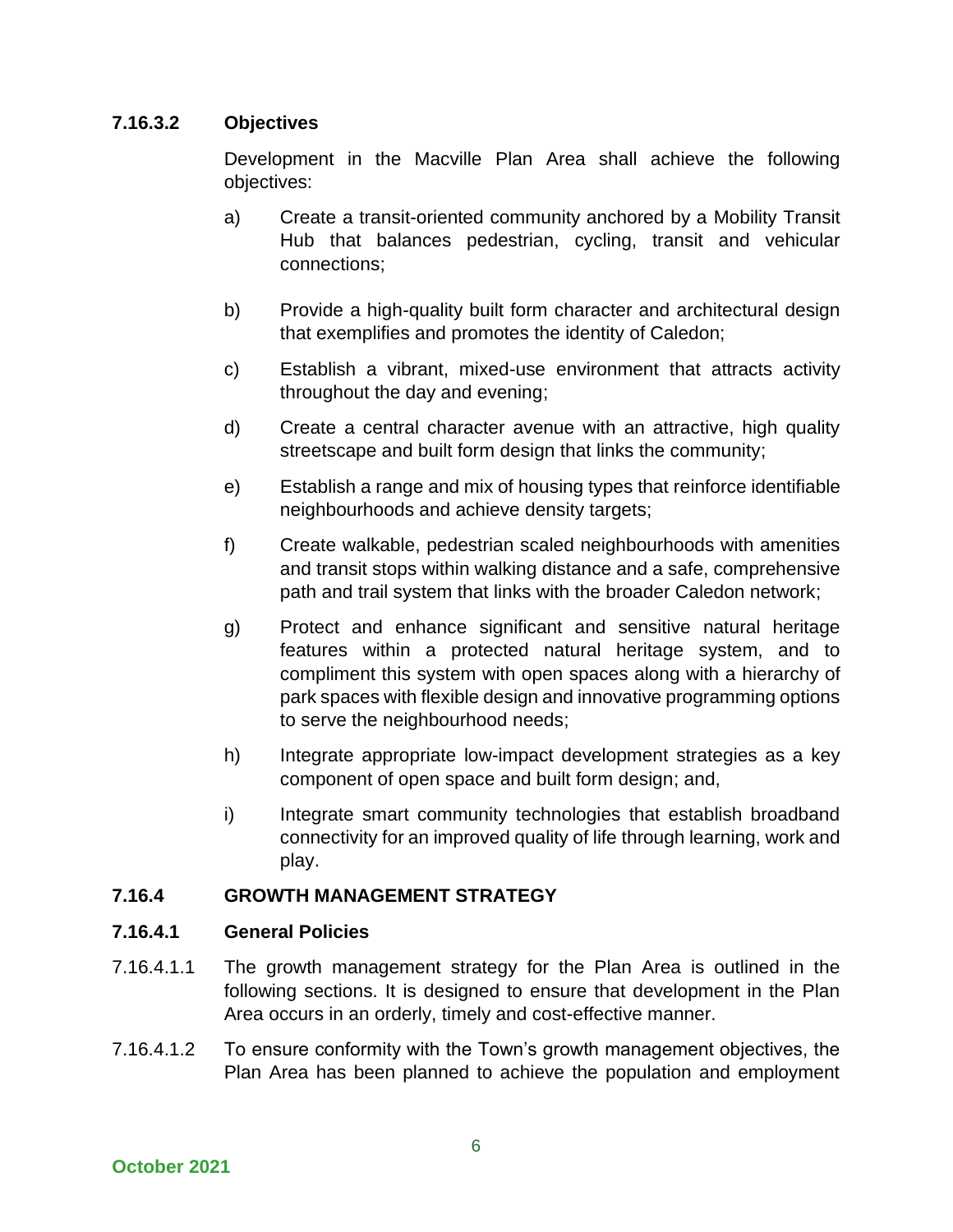#### 7.16.3.2 Objectives

Development in the Macville Plan Area shall achieve the following objectives:

a) Create a transit-oriented community anchored by a Mobility Transit Hub that balances pedestrian, cycling, transit and vehicular connections;

b) Provide a high-quality built form character and architectural design that exemplifies and promotes the identity of Caledon;

c) Establish a vibrant, mixed-use environment that attracts activity throughout the day and evening;

d) Create a central character avenue with an attractive, high quality streetscape and built form design that links the community;

e) Establish a range and mix of housing types that reinforce identifiable neighbourhoods and achieve density targets;

f) Create walkable, pedestrian scaled neighbourhoods with amenities and transit stops within walking distance and a safe, comprehensive path and trail system that links with the broader Caledon network;

g) Protect and enhance significant and sensitive natural heritage features within a protected natural heritage system, and to compliment this system with open spaces along with a hierarchy of park spaces with flexible design and innovative programming options to serve the neighbourhood needs;

h) Integrate appropriate low-impact development strategies as a key component of open space and built form design; and,

i) Integrate smart community technologies that establish broadband connectivity for an improved quality of life through learning, work and play.

### 7.16.4 GROWTH MANAGEMENT STRATEGY

#### 7.16.4.1 General Policies

7.16.4.1.1 The growth management strategy for the Plan Area is outlined in the following sections. It is designed to ensure that development in the Plan Area occurs in an orderly, timely and cost-effective manner.

7.16.4.1.2 To ensure conformity with the Town's growth management objectives, the Plan Area has been planned to achieve the population and employment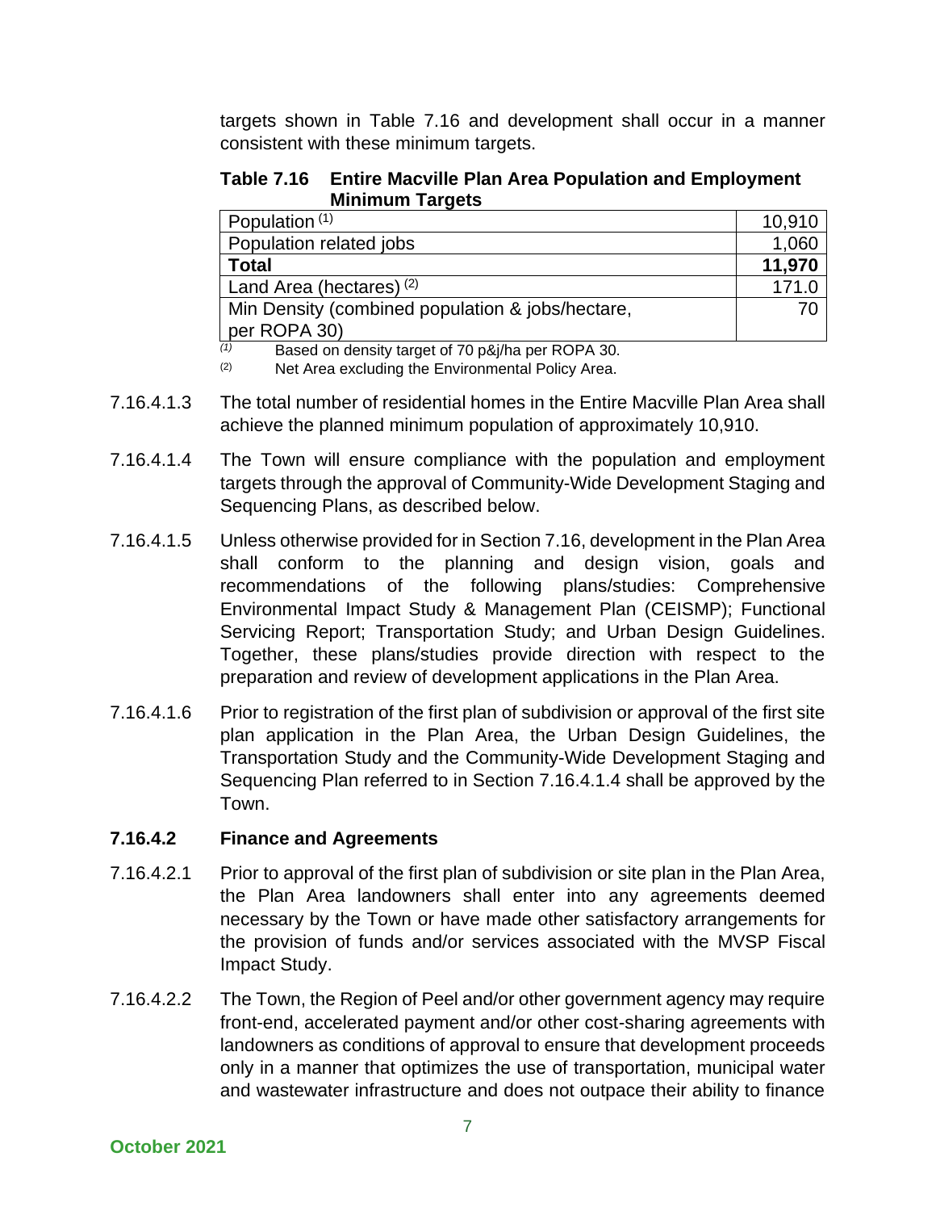targets shown in Table 7.16 and development shall occur in a manner consistent with these minimum targets.

**Table 7.16 Entire Macville Plan Area Population and Employment Minimum Targets**

| | |
|---|---|
| Population [(1)] | 10,910 |
| Population related jobs | 1,060 |
| **Total** | **11,970** |
| Land Area (hectares) [(2)] | 171.0 |
| Min Density (combined population & jobs/hectare, per ROPA 30) | 70 |

*(1)* Based on density target of 70 p&j/ha per ROPA 30.

(2) Net Area excluding the Environmental Policy Area.

7.16.4.1.3 The total number of residential homes in the Entire Macville Plan Area shall achieve the planned minimum population of approximately 10,910.

7.16.4.1.4 The Town will ensure compliance with the population and employment targets through the approval of Community-Wide Development Staging and Sequencing Plans, as described below.

7.16.4.1.5 Unless otherwise provided for in Section 7.16, development in the Plan Area shall conform to the planning and design vision, goals and recommendations of the following plans/studies: Comprehensive Environmental Impact Study & Management Plan (CEISMP); Functional Servicing Report; Transportation Study; and Urban Design Guidelines. Together, these plans/studies provide direction with respect to the preparation and review of development applications in the Plan Area.

7.16.4.1.6 Prior to registration of the first plan of subdivision or approval of the first site plan application in the Plan Area, the Urban Design Guidelines, the Transportation Study and the Community-Wide Development Staging and Sequencing Plan referred to in Section 7.16.4.1.4 shall be approved by the Town.

### 7.16.4.2 Finance and Agreements

7.16.4.2.1 Prior to approval of the first plan of subdivision or site plan in the Plan Area, the Plan Area landowners shall enter into any agreements deemed necessary by the Town or have made other satisfactory arrangements for the provision of funds and/or services associated with the MVSP Fiscal Impact Study.

7.16.4.2.2 The Town, the Region of Peel and/or other government agency may require front-end, accelerated payment and/or other cost-sharing agreements with landowners as conditions of approval to ensure that development proceeds only in a manner that optimizes the use of transportation, municipal water and wastewater infrastructure and does not outpace their ability to finance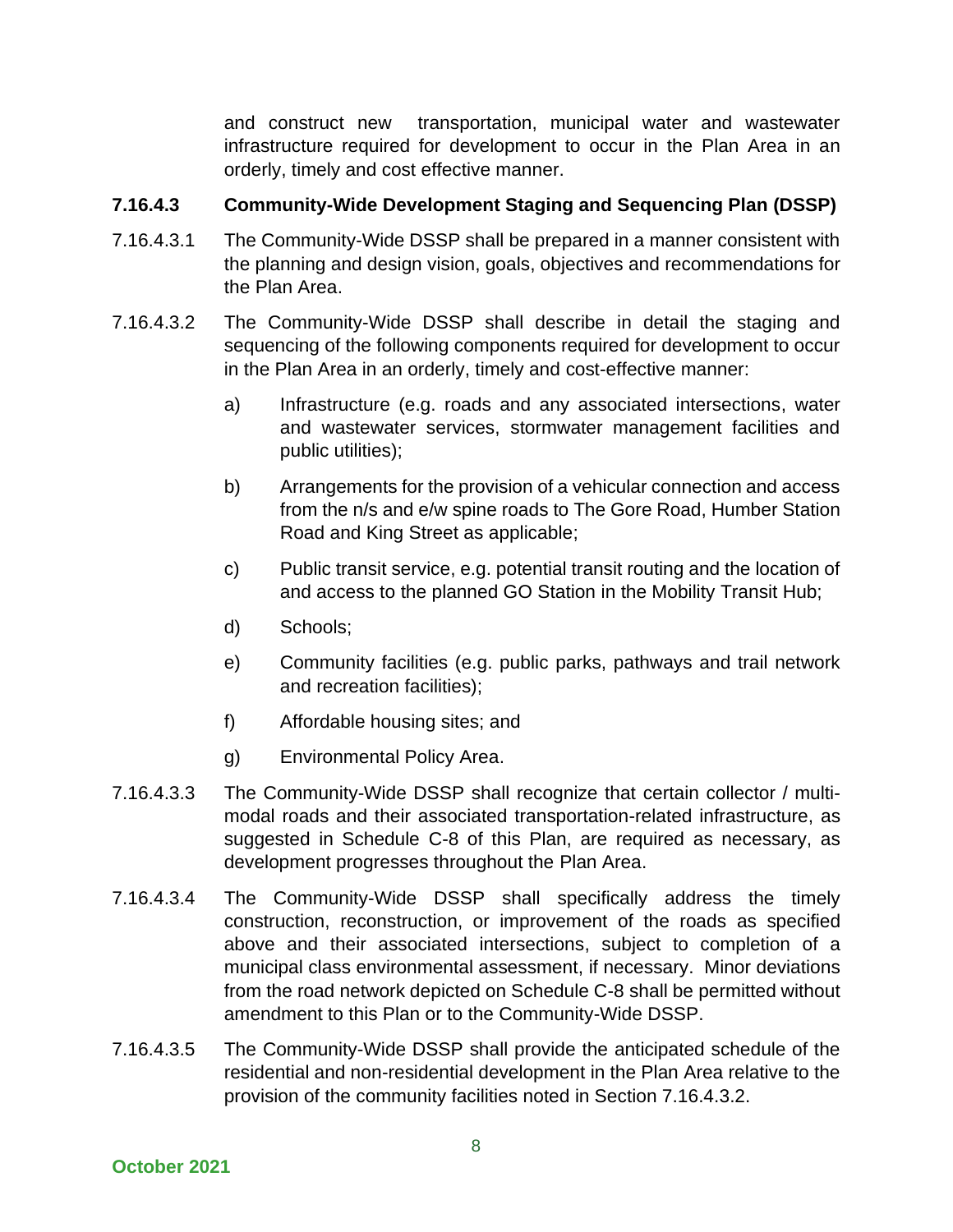and construct new transportation, municipal water and wastewater infrastructure required for development to occur in the Plan Area in an orderly, timely and cost effective manner.

### 7.16.4.3 Community-Wide Development Staging and Sequencing Plan (DSSP)

7.16.4.3.1 The Community-Wide DSSP shall be prepared in a manner consistent with the planning and design vision, goals, objectives and recommendations for the Plan Area.

7.16.4.3.2 The Community-Wide DSSP shall describe in detail the staging and sequencing of the following components required for development to occur in the Plan Area in an orderly, timely and cost-effective manner:

a) Infrastructure (e.g. roads and any associated intersections, water and wastewater services, stormwater management facilities and public utilities);

b) Arrangements for the provision of a vehicular connection and access from the n/s and e/w spine roads to The Gore Road, Humber Station Road and King Street as applicable;

c) Public transit service, e.g. potential transit routing and the location of and access to the planned GO Station in the Mobility Transit Hub;

d) Schools;

e) Community facilities (e.g. public parks, pathways and trail network and recreation facilities);

f) Affordable housing sites; and

g) Environmental Policy Area.

7.16.4.3.3 The Community-Wide DSSP shall recognize that certain collector / multi-modal roads and their associated transportation-related infrastructure, as suggested in Schedule C-8 of this Plan, are required as necessary, as development progresses throughout the Plan Area.

7.16.4.3.4 The Community-Wide DSSP shall specifically address the timely construction, reconstruction, or improvement of the roads as specified above and their associated intersections, subject to completion of a municipal class environmental assessment, if necessary. Minor deviations from the road network depicted on Schedule C-8 shall be permitted without amendment to this Plan or to the Community-Wide DSSP.

7.16.4.3.5 The Community-Wide DSSP shall provide the anticipated schedule of the residential and non-residential development in the Plan Area relative to the provision of the community facilities noted in Section 7.16.4.3.2.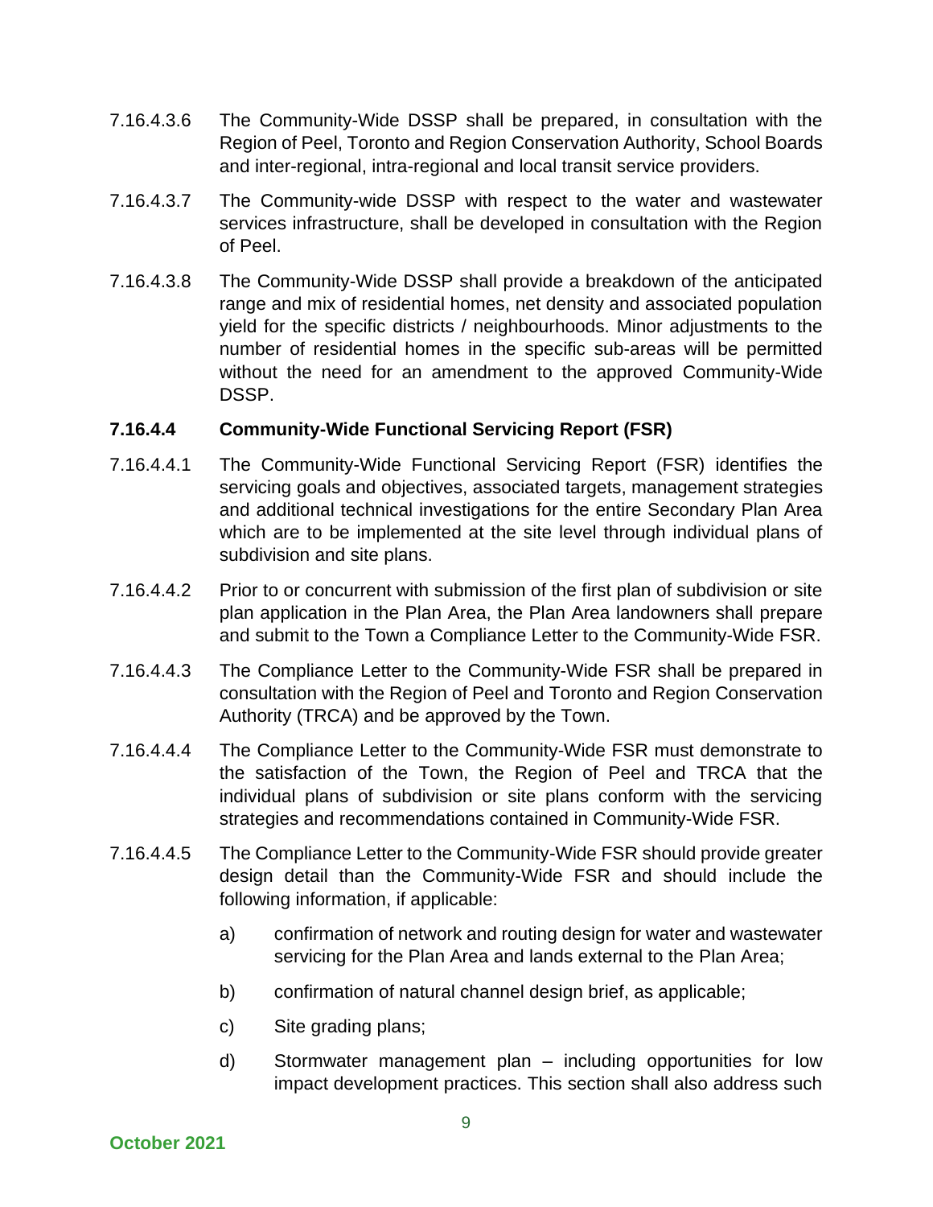7.16.4.3.6 The Community-Wide DSSP shall be prepared, in consultation with the Region of Peel, Toronto and Region Conservation Authority, School Boards and inter-regional, intra-regional and local transit service providers.

7.16.4.3.7 The Community-wide DSSP with respect to the water and wastewater services infrastructure, shall be developed in consultation with the Region of Peel.

7.16.4.3.8 The Community-Wide DSSP shall provide a breakdown of the anticipated range and mix of residential homes, net density and associated population yield for the specific districts / neighbourhoods. Minor adjustments to the number of residential homes in the specific sub-areas will be permitted without the need for an amendment to the approved Community-Wide DSSP.

**7.16.4.4 Community-Wide Functional Servicing Report (FSR)**

7.16.4.4.1 The Community-Wide Functional Servicing Report (FSR) identifies the servicing goals and objectives, associated targets, management strategies and additional technical investigations for the entire Secondary Plan Area which are to be implemented at the site level through individual plans of subdivision and site plans.

7.16.4.4.2 Prior to or concurrent with submission of the first plan of subdivision or site plan application in the Plan Area, the Plan Area landowners shall prepare and submit to the Town a Compliance Letter to the Community-Wide FSR.

7.16.4.4.3 The Compliance Letter to the Community-Wide FSR shall be prepared in consultation with the Region of Peel and Toronto and Region Conservation Authority (TRCA) and be approved by the Town.

7.16.4.4.4 The Compliance Letter to the Community-Wide FSR must demonstrate to the satisfaction of the Town, the Region of Peel and TRCA that the individual plans of subdivision or site plans conform with the servicing strategies and recommendations contained in Community-Wide FSR.

7.16.4.4.5 The Compliance Letter to the Community-Wide FSR should provide greater design detail than the Community-Wide FSR and should include the following information, if applicable:

a) confirmation of network and routing design for water and wastewater servicing for the Plan Area and lands external to the Plan Area;

b) confirmation of natural channel design brief, as applicable;

c) Site grading plans;

d) Stormwater management plan – including opportunities for low impact development practices. This section shall also address such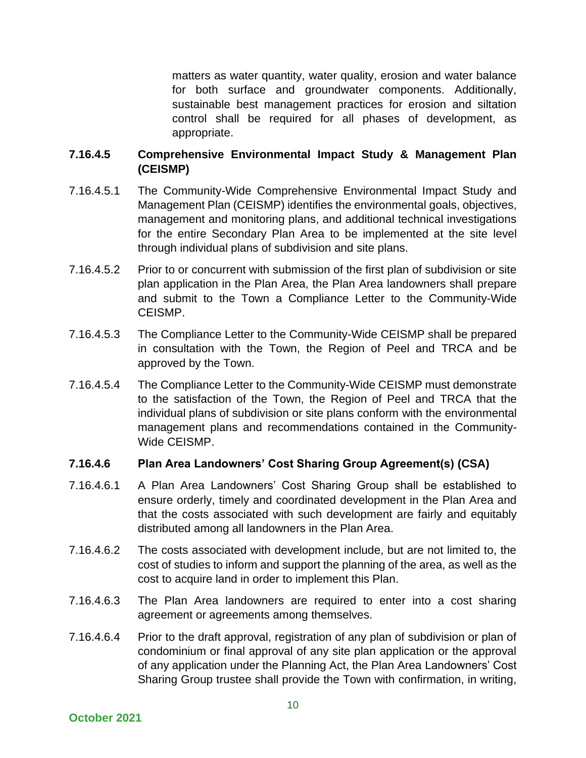matters as water quantity, water quality, erosion and water balance for both surface and groundwater components. Additionally, sustainable best management practices for erosion and siltation control shall be required for all phases of development, as appropriate.

**7.16.4.5 Comprehensive Environmental Impact Study & Management Plan (CEISMP)**

7.16.4.5.1 The Community-Wide Comprehensive Environmental Impact Study and Management Plan (CEISMP) identifies the environmental goals, objectives, management and monitoring plans, and additional technical investigations for the entire Secondary Plan Area to be implemented at the site level through individual plans of subdivision and site plans.

7.16.4.5.2 Prior to or concurrent with submission of the first plan of subdivision or site plan application in the Plan Area, the Plan Area landowners shall prepare and submit to the Town a Compliance Letter to the Community-Wide CEISMP.

7.16.4.5.3 The Compliance Letter to the Community-Wide CEISMP shall be prepared in consultation with the Town, the Region of Peel and TRCA and be approved by the Town.

7.16.4.5.4 The Compliance Letter to the Community-Wide CEISMP must demonstrate to the satisfaction of the Town, the Region of Peel and TRCA that the individual plans of subdivision or site plans conform with the environmental management plans and recommendations contained in the Community-Wide CEISMP.

**7.16.4.6 Plan Area Landowners' Cost Sharing Group Agreement(s) (CSA)**

7.16.4.6.1 A Plan Area Landowners' Cost Sharing Group shall be established to ensure orderly, timely and coordinated development in the Plan Area and that the costs associated with such development are fairly and equitably distributed among all landowners in the Plan Area.

7.16.4.6.2 The costs associated with development include, but are not limited to, the cost of studies to inform and support the planning of the area, as well as the cost to acquire land in order to implement this Plan.

7.16.4.6.3 The Plan Area landowners are required to enter into a cost sharing agreement or agreements among themselves.

7.16.4.6.4 Prior to the draft approval, registration of any plan of subdivision or plan of condominium or final approval of any site plan application or the approval of any application under the Planning Act, the Plan Area Landowners' Cost Sharing Group trustee shall provide the Town with confirmation, in writing,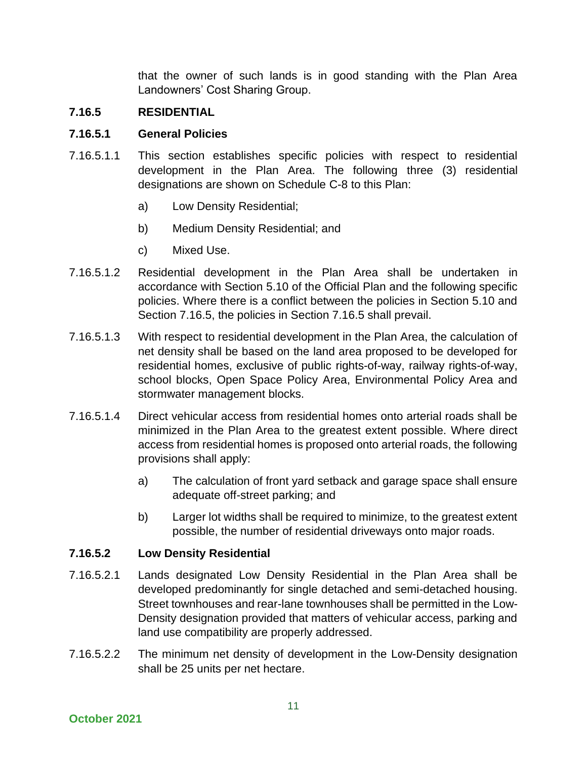that the owner of such lands is in good standing with the Plan Area Landowners' Cost Sharing Group.

### 7.16.5 RESIDENTIAL

#### 7.16.5.1 General Policies

7.16.5.1.1 This section establishes specific policies with respect to residential development in the Plan Area. The following three (3) residential designations are shown on Schedule C-8 to this Plan:

a) Low Density Residential;

b) Medium Density Residential; and

c) Mixed Use.

7.16.5.1.2 Residential development in the Plan Area shall be undertaken in accordance with Section 5.10 of the Official Plan and the following specific policies. Where there is a conflict between the policies in Section 5.10 and Section 7.16.5, the policies in Section 7.16.5 shall prevail.

7.16.5.1.3 With respect to residential development in the Plan Area, the calculation of net density shall be based on the land area proposed to be developed for residential homes, exclusive of public rights-of-way, railway rights-of-way, school blocks, Open Space Policy Area, Environmental Policy Area and stormwater management blocks.

7.16.5.1.4 Direct vehicular access from residential homes onto arterial roads shall be minimized in the Plan Area to the greatest extent possible. Where direct access from residential homes is proposed onto arterial roads, the following provisions shall apply:

a) The calculation of front yard setback and garage space shall ensure adequate off-street parking; and

b) Larger lot widths shall be required to minimize, to the greatest extent possible, the number of residential driveways onto major roads.

#### 7.16.5.2 Low Density Residential

7.16.5.2.1 Lands designated Low Density Residential in the Plan Area shall be developed predominantly for single detached and semi-detached housing. Street townhouses and rear-lane townhouses shall be permitted in the Low-Density designation provided that matters of vehicular access, parking and land use compatibility are properly addressed.

7.16.5.2.2 The minimum net density of development in the Low-Density designation shall be 25 units per net hectare.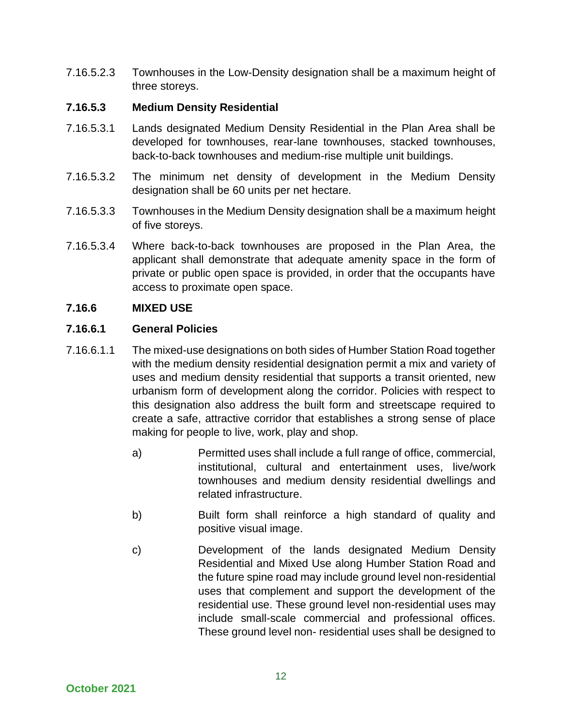7.16.5.2.3 Townhouses in the Low-Density designation shall be a maximum height of three storeys.

### 7.16.5.3 Medium Density Residential

7.16.5.3.1 Lands designated Medium Density Residential in the Plan Area shall be developed for townhouses, rear-lane townhouses, stacked townhouses, back-to-back townhouses and medium-rise multiple unit buildings.

7.16.5.3.2 The minimum net density of development in the Medium Density designation shall be 60 units per net hectare.

7.16.5.3.3 Townhouses in the Medium Density designation shall be a maximum height of five storeys.

7.16.5.3.4 Where back-to-back townhouses are proposed in the Plan Area, the applicant shall demonstrate that adequate amenity space in the form of private or public open space is provided, in order that the occupants have access to proximate open space.

## 7.16.6 MIXED USE

### 7.16.6.1 General Policies

7.16.6.1.1 The mixed-use designations on both sides of Humber Station Road together with the medium density residential designation permit a mix and variety of uses and medium density residential that supports a transit oriented, new urbanism form of development along the corridor. Policies with respect to this designation also address the built form and streetscape required to create a safe, attractive corridor that establishes a strong sense of place making for people to live, work, play and shop.

a) Permitted uses shall include a full range of office, commercial, institutional, cultural and entertainment uses, live/work townhouses and medium density residential dwellings and related infrastructure.

b) Built form shall reinforce a high standard of quality and positive visual image.

c) Development of the lands designated Medium Density Residential and Mixed Use along Humber Station Road and the future spine road may include ground level non-residential uses that complement and support the development of the residential use. These ground level non-residential uses may include small-scale commercial and professional offices. These ground level non- residential uses shall be designed to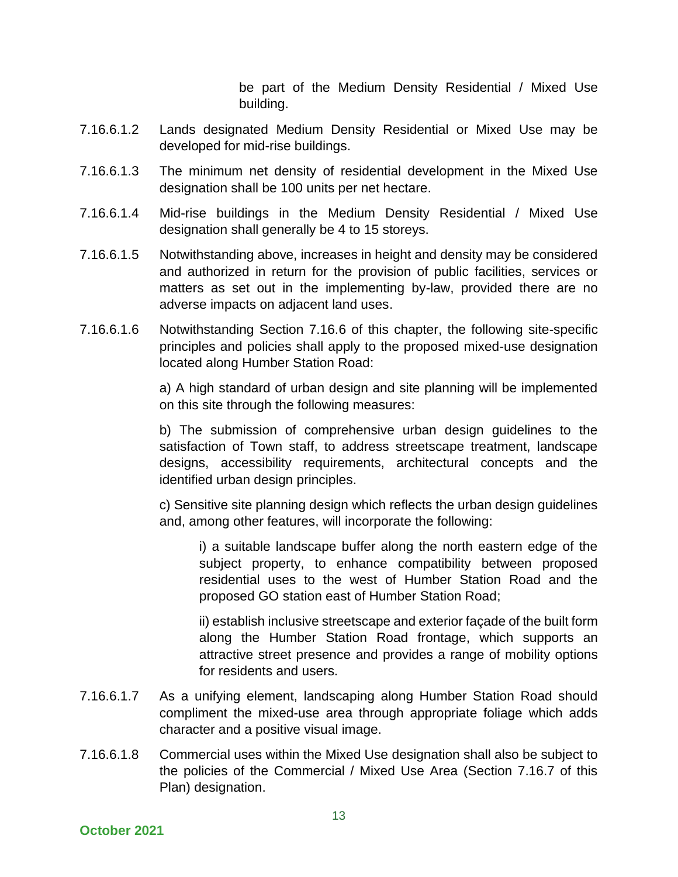be part of the Medium Density Residential / Mixed Use building.

7.16.6.1.2 Lands designated Medium Density Residential or Mixed Use may be developed for mid-rise buildings.

7.16.6.1.3 The minimum net density of residential development in the Mixed Use designation shall be 100 units per net hectare.

7.16.6.1.4 Mid-rise buildings in the Medium Density Residential / Mixed Use designation shall generally be 4 to 15 storeys.

7.16.6.1.5 Notwithstanding above, increases in height and density may be considered and authorized in return for the provision of public facilities, services or matters as set out in the implementing by-law, provided there are no adverse impacts on adjacent land uses.

7.16.6.1.6 Notwithstanding Section 7.16.6 of this chapter, the following site-specific principles and policies shall apply to the proposed mixed-use designation located along Humber Station Road:

a) A high standard of urban design and site planning will be implemented on this site through the following measures:

b) The submission of comprehensive urban design guidelines to the satisfaction of Town staff, to address streetscape treatment, landscape designs, accessibility requirements, architectural concepts and the identified urban design principles.

c) Sensitive site planning design which reflects the urban design guidelines and, among other features, will incorporate the following:

i) a suitable landscape buffer along the north eastern edge of the subject property, to enhance compatibility between proposed residential uses to the west of Humber Station Road and the proposed GO station east of Humber Station Road;

ii) establish inclusive streetscape and exterior façade of the built form along the Humber Station Road frontage, which supports an attractive street presence and provides a range of mobility options for residents and users.

7.16.6.1.7 As a unifying element, landscaping along Humber Station Road should compliment the mixed-use area through appropriate foliage which adds character and a positive visual image.

7.16.6.1.8 Commercial uses within the Mixed Use designation shall also be subject to the policies of the Commercial / Mixed Use Area (Section 7.16.7 of this Plan) designation.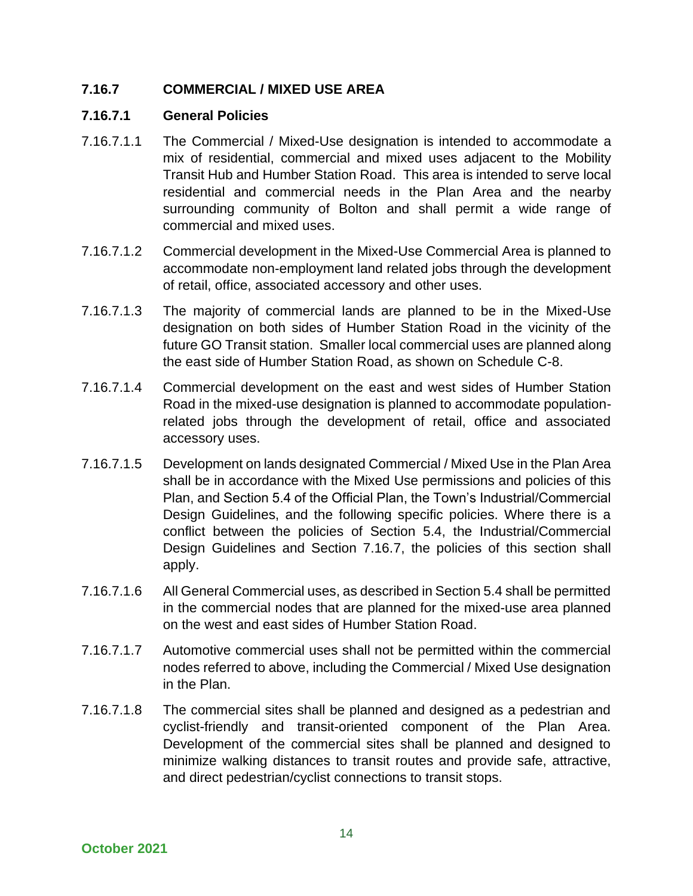## 7.16.7 COMMERCIAL / MIXED USE AREA

### 7.16.7.1 General Policies

7.16.7.1.1 The Commercial / Mixed-Use designation is intended to accommodate a mix of residential, commercial and mixed uses adjacent to the Mobility Transit Hub and Humber Station Road. This area is intended to serve local residential and commercial needs in the Plan Area and the nearby surrounding community of Bolton and shall permit a wide range of commercial and mixed uses.

7.16.7.1.2 Commercial development in the Mixed-Use Commercial Area is planned to accommodate non-employment land related jobs through the development of retail, office, associated accessory and other uses.

7.16.7.1.3 The majority of commercial lands are planned to be in the Mixed-Use designation on both sides of Humber Station Road in the vicinity of the future GO Transit station. Smaller local commercial uses are planned along the east side of Humber Station Road, as shown on Schedule C-8.

7.16.7.1.4 Commercial development on the east and west sides of Humber Station Road in the mixed-use designation is planned to accommodate population-related jobs through the development of retail, office and associated accessory uses.

7.16.7.1.5 Development on lands designated Commercial / Mixed Use in the Plan Area shall be in accordance with the Mixed Use permissions and policies of this Plan, and Section 5.4 of the Official Plan, the Town's Industrial/Commercial Design Guidelines, and the following specific policies. Where there is a conflict between the policies of Section 5.4, the Industrial/Commercial Design Guidelines and Section 7.16.7, the policies of this section shall apply.

7.16.7.1.6 All General Commercial uses, as described in Section 5.4 shall be permitted in the commercial nodes that are planned for the mixed-use area planned on the west and east sides of Humber Station Road.

7.16.7.1.7 Automotive commercial uses shall not be permitted within the commercial nodes referred to above, including the Commercial / Mixed Use designation in the Plan.

7.16.7.1.8 The commercial sites shall be planned and designed as a pedestrian and cyclist-friendly and transit-oriented component of the Plan Area. Development of the commercial sites shall be planned and designed to minimize walking distances to transit routes and provide safe, attractive, and direct pedestrian/cyclist connections to transit stops.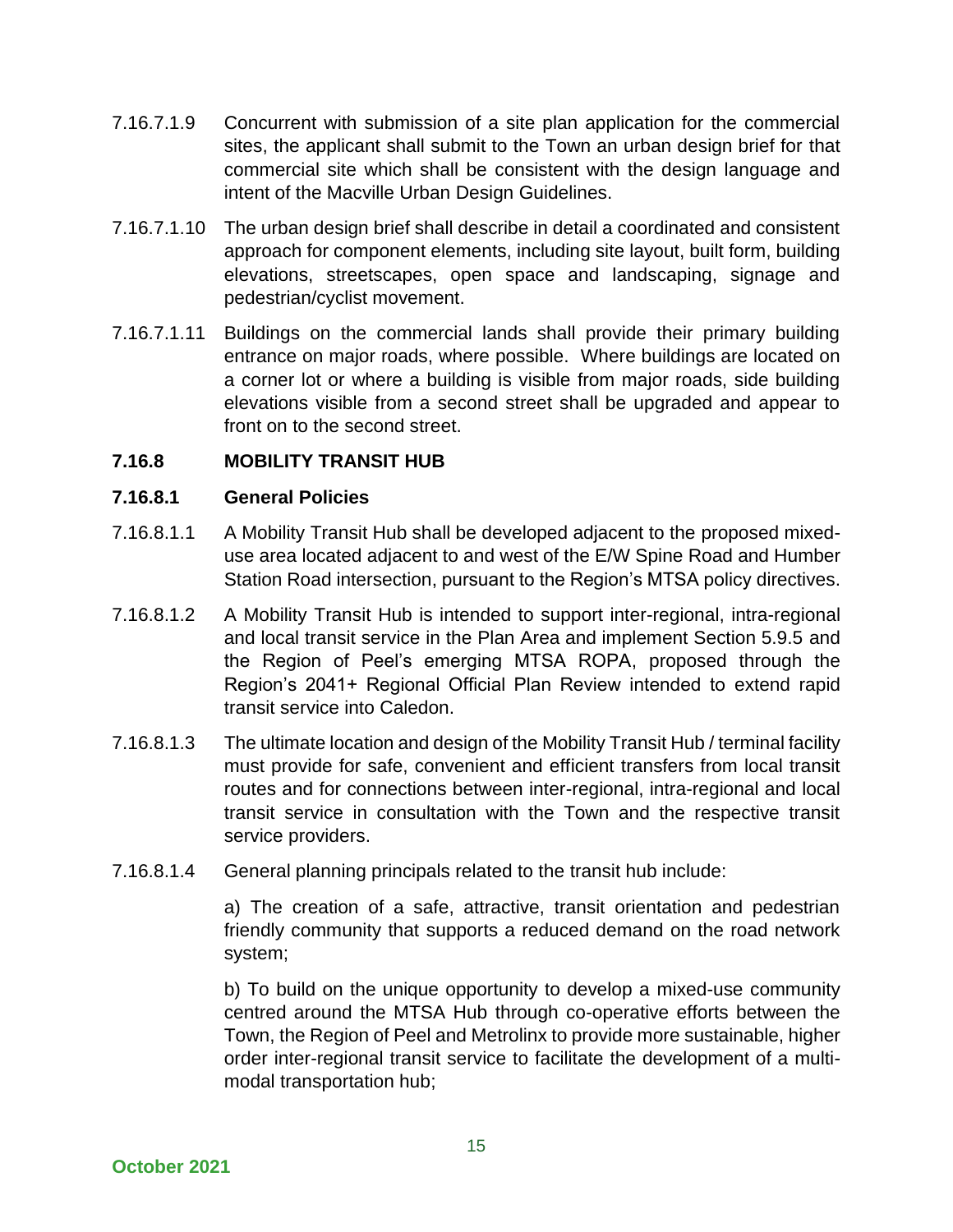7.16.7.1.9 Concurrent with submission of a site plan application for the commercial sites, the applicant shall submit to the Town an urban design brief for that commercial site which shall be consistent with the design language and intent of the Macville Urban Design Guidelines.

7.16.7.1.10 The urban design brief shall describe in detail a coordinated and consistent approach for component elements, including site layout, built form, building elevations, streetscapes, open space and landscaping, signage and pedestrian/cyclist movement.

7.16.7.1.11 Buildings on the commercial lands shall provide their primary building entrance on major roads, where possible. Where buildings are located on a corner lot or where a building is visible from major roads, side building elevations visible from a second street shall be upgraded and appear to front on to the second street.

## 7.16.8 MOBILITY TRANSIT HUB

### 7.16.8.1 General Policies

7.16.8.1.1 A Mobility Transit Hub shall be developed adjacent to the proposed mixed-use area located adjacent to and west of the E/W Spine Road and Humber Station Road intersection, pursuant to the Region's MTSA policy directives.

7.16.8.1.2 A Mobility Transit Hub is intended to support inter-regional, intra-regional and local transit service in the Plan Area and implement Section 5.9.5 and the Region of Peel's emerging MTSA ROPA, proposed through the Region's 2041+ Regional Official Plan Review intended to extend rapid transit service into Caledon.

7.16.8.1.3 The ultimate location and design of the Mobility Transit Hub / terminal facility must provide for safe, convenient and efficient transfers from local transit routes and for connections between inter-regional, intra-regional and local transit service in consultation with the Town and the respective transit service providers.

7.16.8.1.4 General planning principals related to the transit hub include:

a) The creation of a safe, attractive, transit orientation and pedestrian friendly community that supports a reduced demand on the road network system;

b) To build on the unique opportunity to develop a mixed-use community centred around the MTSA Hub through co-operative efforts between the Town, the Region of Peel and Metrolinx to provide more sustainable, higher order inter-regional transit service to facilitate the development of a multi-modal transportation hub;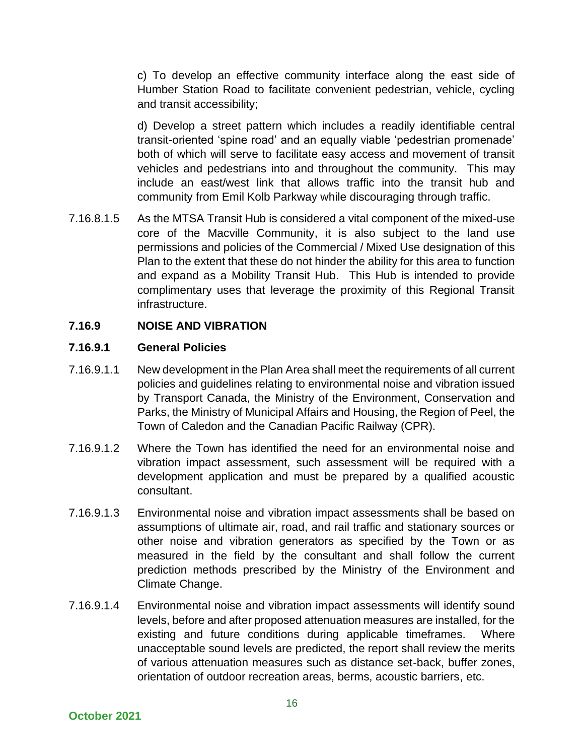c) To develop an effective community interface along the east side of Humber Station Road to facilitate convenient pedestrian, vehicle, cycling and transit accessibility;

d) Develop a street pattern which includes a readily identifiable central transit-oriented 'spine road' and an equally viable 'pedestrian promenade' both of which will serve to facilitate easy access and movement of transit vehicles and pedestrians into and throughout the community. This may include an east/west link that allows traffic into the transit hub and community from Emil Kolb Parkway while discouraging through traffic.

7.16.8.1.5 As the MTSA Transit Hub is considered a vital component of the mixed-use core of the Macville Community, it is also subject to the land use permissions and policies of the Commercial / Mixed Use designation of this Plan to the extent that these do not hinder the ability for this area to function and expand as a Mobility Transit Hub. This Hub is intended to provide complimentary uses that leverage the proximity of this Regional Transit infrastructure.

## 7.16.9 NOISE AND VIBRATION

### 7.16.9.1 General Policies

7.16.9.1.1 New development in the Plan Area shall meet the requirements of all current policies and guidelines relating to environmental noise and vibration issued by Transport Canada, the Ministry of the Environment, Conservation and Parks, the Ministry of Municipal Affairs and Housing, the Region of Peel, the Town of Caledon and the Canadian Pacific Railway (CPR).

7.16.9.1.2 Where the Town has identified the need for an environmental noise and vibration impact assessment, such assessment will be required with a development application and must be prepared by a qualified acoustic consultant.

7.16.9.1.3 Environmental noise and vibration impact assessments shall be based on assumptions of ultimate air, road, and rail traffic and stationary sources or other noise and vibration generators as specified by the Town or as measured in the field by the consultant and shall follow the current prediction methods prescribed by the Ministry of the Environment and Climate Change.

7.16.9.1.4 Environmental noise and vibration impact assessments will identify sound levels, before and after proposed attenuation measures are installed, for the existing and future conditions during applicable timeframes. Where unacceptable sound levels are predicted, the report shall review the merits of various attenuation measures such as distance set-back, buffer zones, orientation of outdoor recreation areas, berms, acoustic barriers, etc.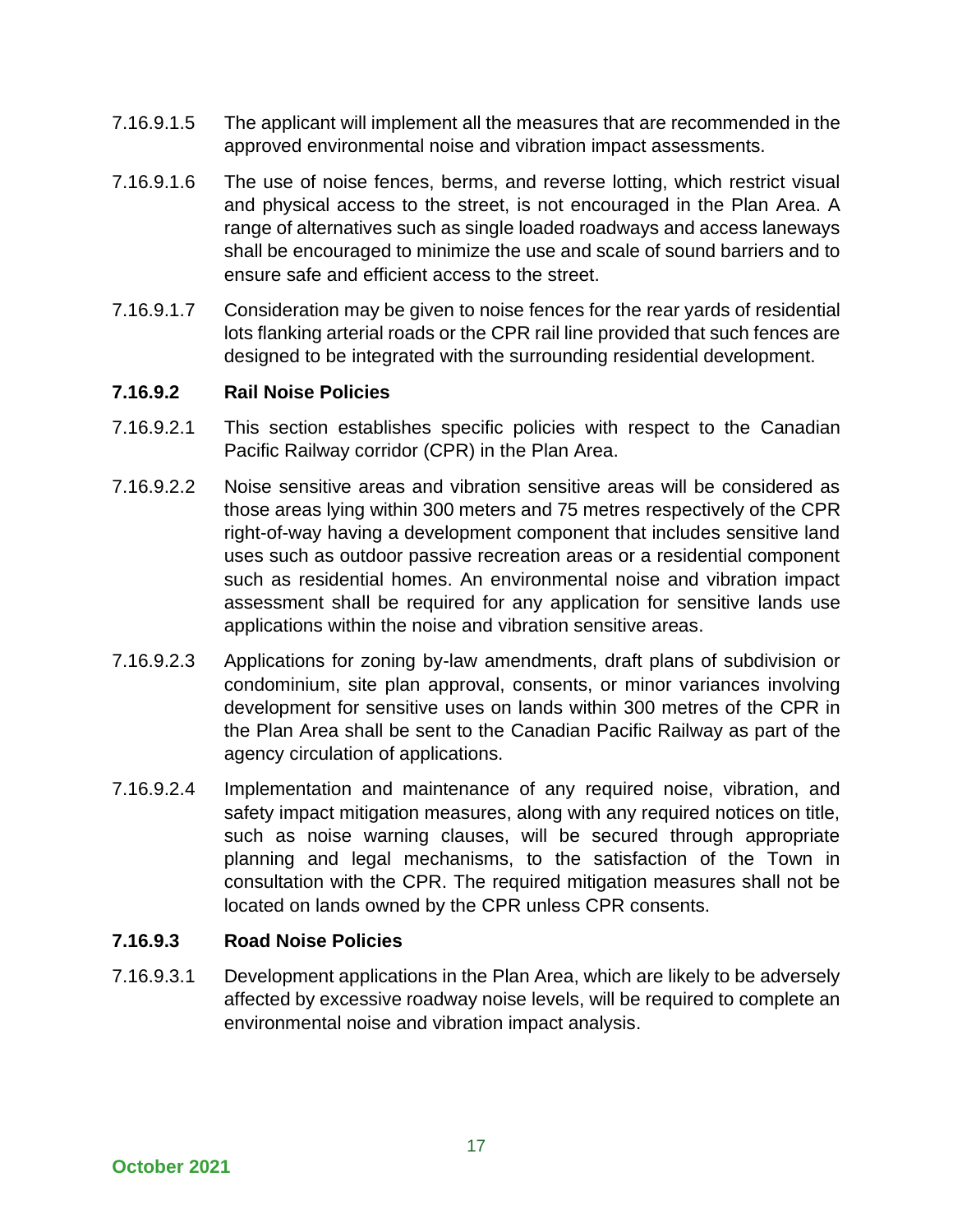7.16.9.1.5 The applicant will implement all the measures that are recommended in the approved environmental noise and vibration impact assessments.

7.16.9.1.6 The use of noise fences, berms, and reverse lotting, which restrict visual and physical access to the street, is not encouraged in the Plan Area. A range of alternatives such as single loaded roadways and access laneways shall be encouraged to minimize the use and scale of sound barriers and to ensure safe and efficient access to the street.

7.16.9.1.7 Consideration may be given to noise fences for the rear yards of residential lots flanking arterial roads or the CPR rail line provided that such fences are designed to be integrated with the surrounding residential development.

### 7.16.9.2 Rail Noise Policies

7.16.9.2.1 This section establishes specific policies with respect to the Canadian Pacific Railway corridor (CPR) in the Plan Area.

7.16.9.2.2 Noise sensitive areas and vibration sensitive areas will be considered as those areas lying within 300 meters and 75 metres respectively of the CPR right-of-way having a development component that includes sensitive land uses such as outdoor passive recreation areas or a residential component such as residential homes. An environmental noise and vibration impact assessment shall be required for any application for sensitive lands use applications within the noise and vibration sensitive areas.

7.16.9.2.3 Applications for zoning by-law amendments, draft plans of subdivision or condominium, site plan approval, consents, or minor variances involving development for sensitive uses on lands within 300 metres of the CPR in the Plan Area shall be sent to the Canadian Pacific Railway as part of the agency circulation of applications.

7.16.9.2.4 Implementation and maintenance of any required noise, vibration, and safety impact mitigation measures, along with any required notices on title, such as noise warning clauses, will be secured through appropriate planning and legal mechanisms, to the satisfaction of the Town in consultation with the CPR. The required mitigation measures shall not be located on lands owned by the CPR unless CPR consents.

### 7.16.9.3 Road Noise Policies

7.16.9.3.1 Development applications in the Plan Area, which are likely to be adversely affected by excessive roadway noise levels, will be required to complete an environmental noise and vibration impact analysis.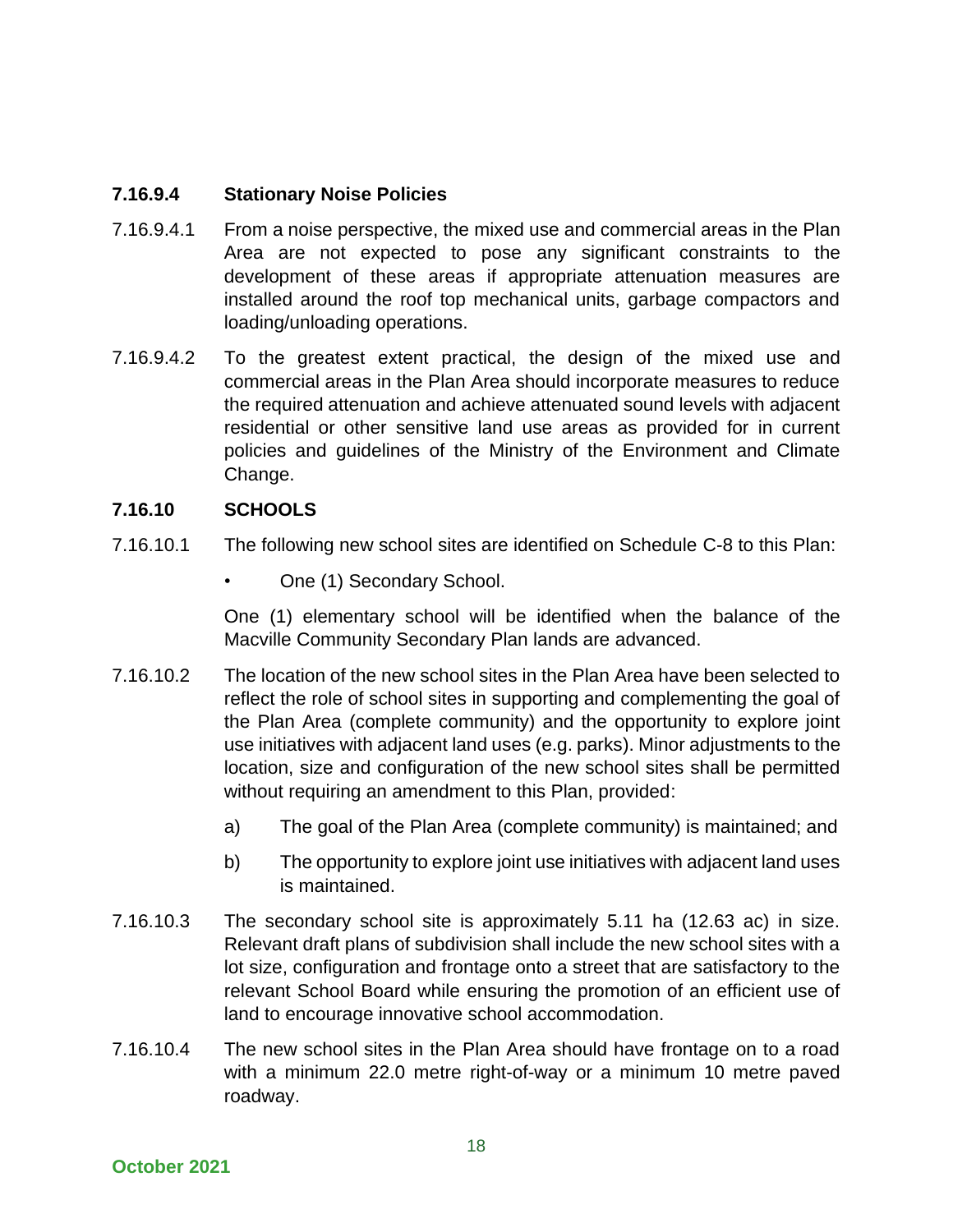#### 7.16.9.4 Stationary Noise Policies

7.16.9.4.1 From a noise perspective, the mixed use and commercial areas in the Plan Area are not expected to pose any significant constraints to the development of these areas if appropriate attenuation measures are installed around the roof top mechanical units, garbage compactors and loading/unloading operations.

7.16.9.4.2 To the greatest extent practical, the design of the mixed use and commercial areas in the Plan Area should incorporate measures to reduce the required attenuation and achieve attenuated sound levels with adjacent residential or other sensitive land use areas as provided for in current policies and guidelines of the Ministry of the Environment and Climate Change.

### 7.16.10 SCHOOLS

7.16.10.1 The following new school sites are identified on Schedule C-8 to this Plan:

- One (1) Secondary School.

One (1) elementary school will be identified when the balance of the Macville Community Secondary Plan lands are advanced.

7.16.10.2 The location of the new school sites in the Plan Area have been selected to reflect the role of school sites in supporting and complementing the goal of the Plan Area (complete community) and the opportunity to explore joint use initiatives with adjacent land uses (e.g. parks). Minor adjustments to the location, size and configuration of the new school sites shall be permitted without requiring an amendment to this Plan, provided:

a) The goal of the Plan Area (complete community) is maintained; and

b) The opportunity to explore joint use initiatives with adjacent land uses is maintained.

7.16.10.3 The secondary school site is approximately 5.11 ha (12.63 ac) in size. Relevant draft plans of subdivision shall include the new school sites with a lot size, configuration and frontage onto a street that are satisfactory to the relevant School Board while ensuring the promotion of an efficient use of land to encourage innovative school accommodation.

7.16.10.4 The new school sites in the Plan Area should have frontage on to a road with a minimum 22.0 metre right-of-way or a minimum 10 metre paved roadway.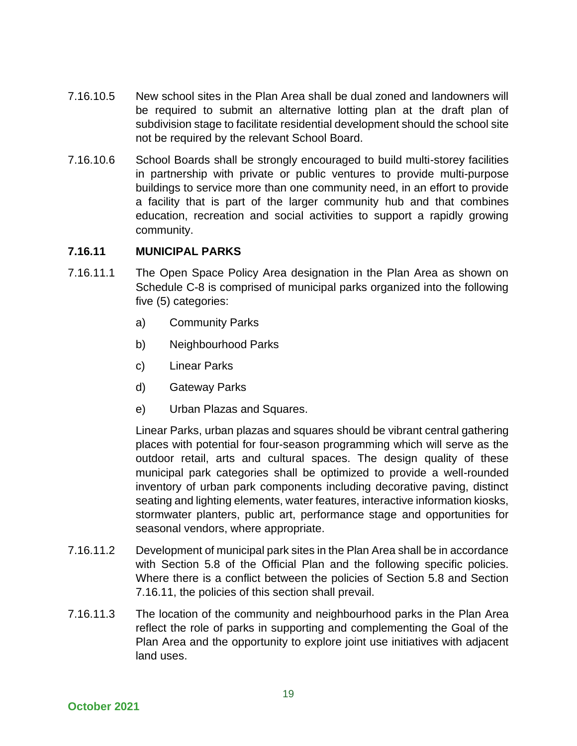7.16.10.5 New school sites in the Plan Area shall be dual zoned and landowners will be required to submit an alternative lotting plan at the draft plan of subdivision stage to facilitate residential development should the school site not be required by the relevant School Board.

7.16.10.6 School Boards shall be strongly encouraged to build multi-storey facilities in partnership with private or public ventures to provide multi-purpose buildings to service more than one community need, in an effort to provide a facility that is part of the larger community hub and that combines education, recreation and social activities to support a rapidly growing community.

### 7.16.11 MUNICIPAL PARKS

7.16.11.1 The Open Space Policy Area designation in the Plan Area as shown on Schedule C-8 is comprised of municipal parks organized into the following five (5) categories:

a) Community Parks

b) Neighbourhood Parks

c) Linear Parks

d) Gateway Parks

e) Urban Plazas and Squares.

Linear Parks, urban plazas and squares should be vibrant central gathering places with potential for four-season programming which will serve as the outdoor retail, arts and cultural spaces. The design quality of these municipal park categories shall be optimized to provide a well-rounded inventory of urban park components including decorative paving, distinct seating and lighting elements, water features, interactive information kiosks, stormwater planters, public art, performance stage and opportunities for seasonal vendors, where appropriate.

7.16.11.2 Development of municipal park sites in the Plan Area shall be in accordance with Section 5.8 of the Official Plan and the following specific policies. Where there is a conflict between the policies of Section 5.8 and Section 7.16.11, the policies of this section shall prevail.

7.16.11.3 The location of the community and neighbourhood parks in the Plan Area reflect the role of parks in supporting and complementing the Goal of the Plan Area and the opportunity to explore joint use initiatives with adjacent land uses.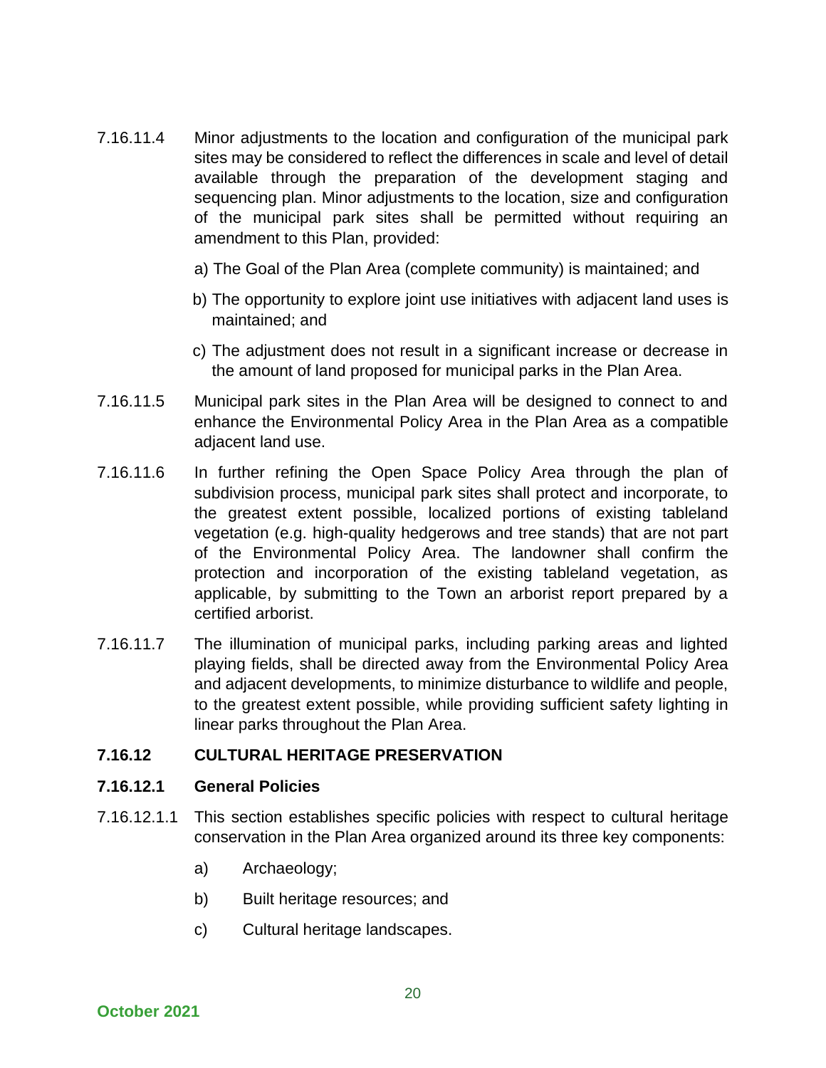7.16.11.4 Minor adjustments to the location and configuration of the municipal park sites may be considered to reflect the differences in scale and level of detail available through the preparation of the development staging and sequencing plan. Minor adjustments to the location, size and configuration of the municipal park sites shall be permitted without requiring an amendment to this Plan, provided:

a) The Goal of the Plan Area (complete community) is maintained; and

b) The opportunity to explore joint use initiatives with adjacent land uses is maintained; and

c) The adjustment does not result in a significant increase or decrease in the amount of land proposed for municipal parks in the Plan Area.

7.16.11.5 Municipal park sites in the Plan Area will be designed to connect to and enhance the Environmental Policy Area in the Plan Area as a compatible adjacent land use.

7.16.11.6 In further refining the Open Space Policy Area through the plan of subdivision process, municipal park sites shall protect and incorporate, to the greatest extent possible, localized portions of existing tableland vegetation (e.g. high-quality hedgerows and tree stands) that are not part of the Environmental Policy Area. The landowner shall confirm the protection and incorporation of the existing tableland vegetation, as applicable, by submitting to the Town an arborist report prepared by a certified arborist.

7.16.11.7 The illumination of municipal parks, including parking areas and lighted playing fields, shall be directed away from the Environmental Policy Area and adjacent developments, to minimize disturbance to wildlife and people, to the greatest extent possible, while providing sufficient safety lighting in linear parks throughout the Plan Area.

## 7.16.12 CULTURAL HERITAGE PRESERVATION

### 7.16.12.1 General Policies

7.16.12.1.1 This section establishes specific policies with respect to cultural heritage conservation in the Plan Area organized around its three key components:

a) Archaeology;

b) Built heritage resources; and

c) Cultural heritage landscapes.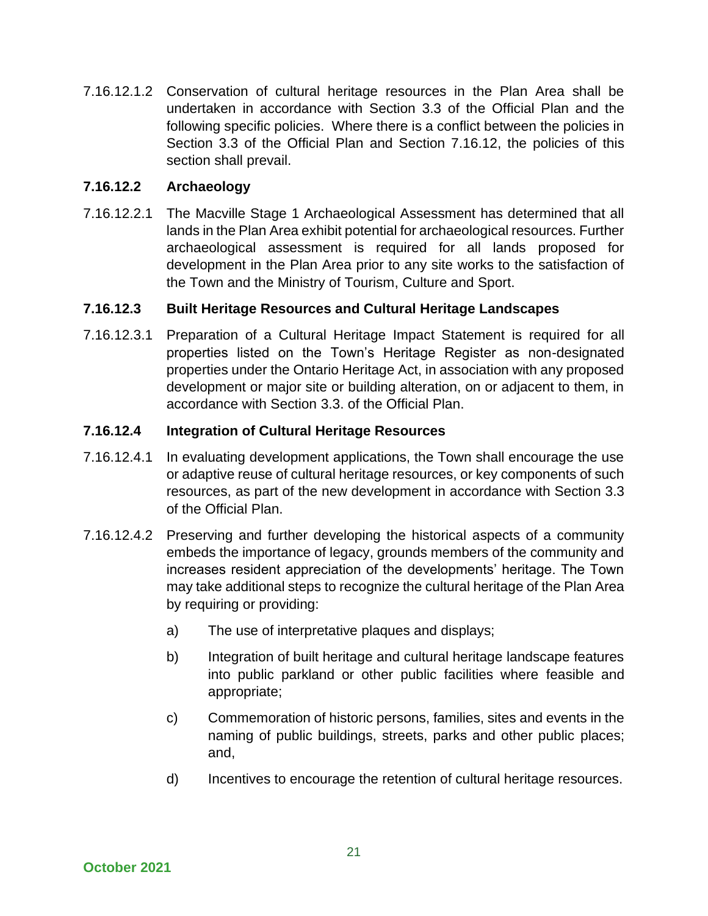7.16.12.1.2 Conservation of cultural heritage resources in the Plan Area shall be undertaken in accordance with Section 3.3 of the Official Plan and the following specific policies. Where there is a conflict between the policies in Section 3.3 of the Official Plan and Section 7.16.12, the policies of this section shall prevail.

### 7.16.12.2 Archaeology

7.16.12.2.1 The Macville Stage 1 Archaeological Assessment has determined that all lands in the Plan Area exhibit potential for archaeological resources. Further archaeological assessment is required for all lands proposed for development in the Plan Area prior to any site works to the satisfaction of the Town and the Ministry of Tourism, Culture and Sport.

### 7.16.12.3 Built Heritage Resources and Cultural Heritage Landscapes

7.16.12.3.1 Preparation of a Cultural Heritage Impact Statement is required for all properties listed on the Town's Heritage Register as non-designated properties under the Ontario Heritage Act, in association with any proposed development or major site or building alteration, on or adjacent to them, in accordance with Section 3.3. of the Official Plan.

### 7.16.12.4 Integration of Cultural Heritage Resources

7.16.12.4.1 In evaluating development applications, the Town shall encourage the use or adaptive reuse of cultural heritage resources, or key components of such resources, as part of the new development in accordance with Section 3.3 of the Official Plan.

7.16.12.4.2 Preserving and further developing the historical aspects of a community embeds the importance of legacy, grounds members of the community and increases resident appreciation of the developments' heritage. The Town may take additional steps to recognize the cultural heritage of the Plan Area by requiring or providing:

a) The use of interpretative plaques and displays;

b) Integration of built heritage and cultural heritage landscape features into public parkland or other public facilities where feasible and appropriate;

c) Commemoration of historic persons, families, sites and events in the naming of public buildings, streets, parks and other public places; and,

d) Incentives to encourage the retention of cultural heritage resources.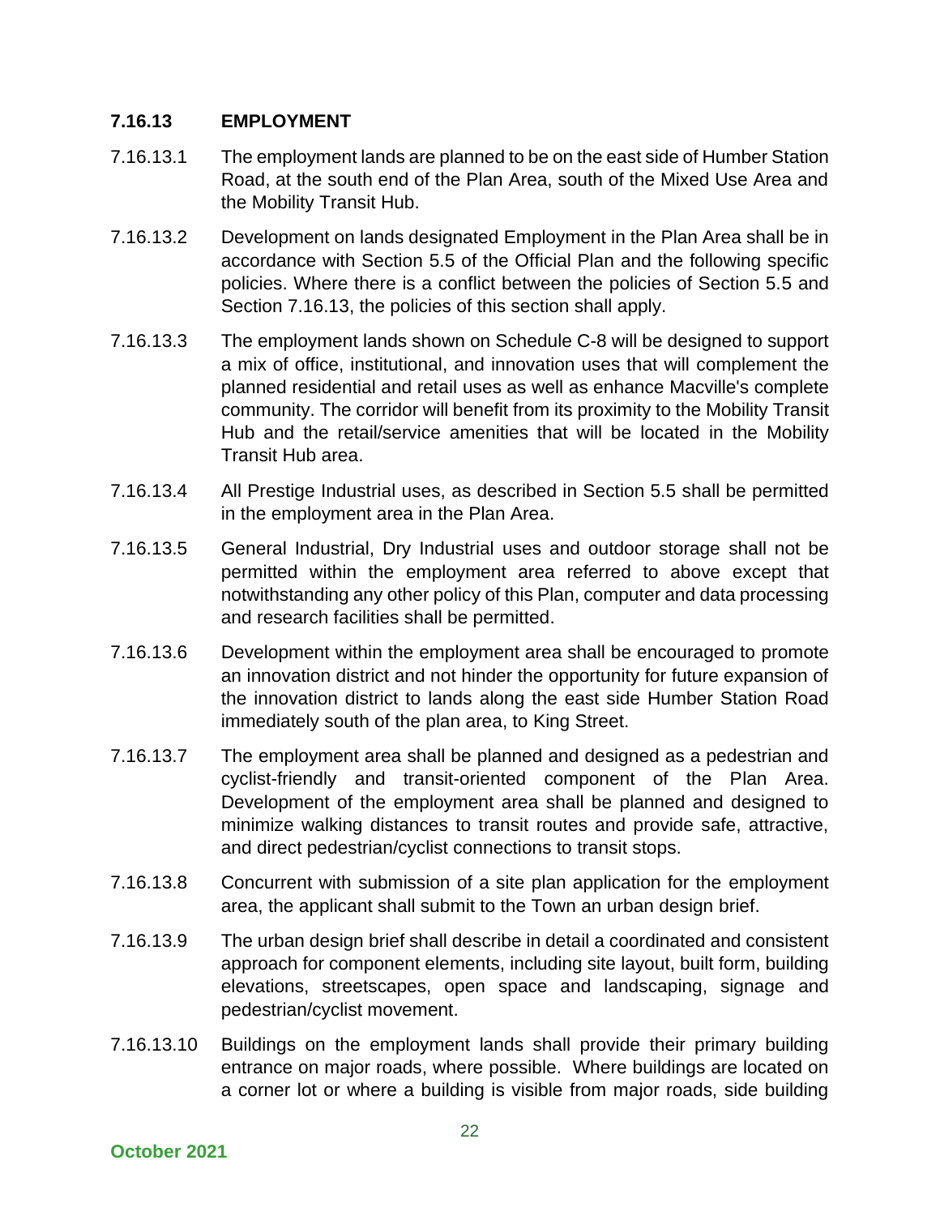### 7.16.13 EMPLOYMENT

7.16.13.1 The employment lands are planned to be on the east side of Humber Station Road, at the south end of the Plan Area, south of the Mixed Use Area and the Mobility Transit Hub.

7.16.13.2 Development on lands designated Employment in the Plan Area shall be in accordance with Section 5.5 of the Official Plan and the following specific policies. Where there is a conflict between the policies of Section 5.5 and Section 7.16.13, the policies of this section shall apply.

7.16.13.3 The employment lands shown on Schedule C-8 will be designed to support a mix of office, institutional, and innovation uses that will complement the planned residential and retail uses as well as enhance Macville's complete community. The corridor will benefit from its proximity to the Mobility Transit Hub and the retail/service amenities that will be located in the Mobility Transit Hub area.

7.16.13.4 All Prestige Industrial uses, as described in Section 5.5 shall be permitted in the employment area in the Plan Area.

7.16.13.5 General Industrial, Dry Industrial uses and outdoor storage shall not be permitted within the employment area referred to above except that notwithstanding any other policy of this Plan, computer and data processing and research facilities shall be permitted.

7.16.13.6 Development within the employment area shall be encouraged to promote an innovation district and not hinder the opportunity for future expansion of the innovation district to lands along the east side Humber Station Road immediately south of the plan area, to King Street.

7.16.13.7 The employment area shall be planned and designed as a pedestrian and cyclist-friendly and transit-oriented component of the Plan Area. Development of the employment area shall be planned and designed to minimize walking distances to transit routes and provide safe, attractive, and direct pedestrian/cyclist connections to transit stops.

7.16.13.8 Concurrent with submission of a site plan application for the employment area, the applicant shall submit to the Town an urban design brief.

7.16.13.9 The urban design brief shall describe in detail a coordinated and consistent approach for component elements, including site layout, built form, building elevations, streetscapes, open space and landscaping, signage and pedestrian/cyclist movement.

7.16.13.10 Buildings on the employment lands shall provide their primary building entrance on major roads, where possible. Where buildings are located on a corner lot or where a building is visible from major roads, side building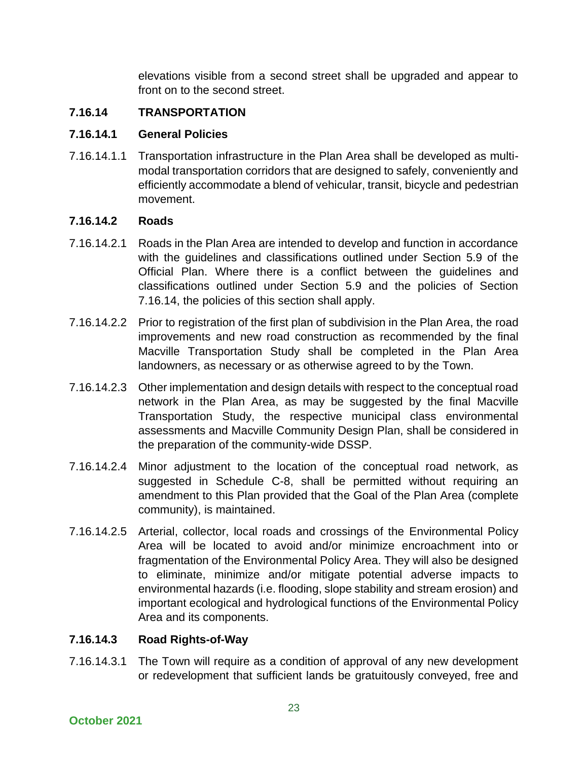elevations visible from a second street shall be upgraded and appear to front on to the second street.

### 7.16.14 TRANSPORTATION

#### 7.16.14.1 General Policies

7.16.14.1.1 Transportation infrastructure in the Plan Area shall be developed as multi-modal transportation corridors that are designed to safely, conveniently and efficiently accommodate a blend of vehicular, transit, bicycle and pedestrian movement.

#### 7.16.14.2 Roads

7.16.14.2.1 Roads in the Plan Area are intended to develop and function in accordance with the guidelines and classifications outlined under Section 5.9 of the Official Plan. Where there is a conflict between the guidelines and classifications outlined under Section 5.9 and the policies of Section 7.16.14, the policies of this section shall apply.

7.16.14.2.2 Prior to registration of the first plan of subdivision in the Plan Area, the road improvements and new road construction as recommended by the final Macville Transportation Study shall be completed in the Plan Area landowners, as necessary or as otherwise agreed to by the Town.

7.16.14.2.3 Other implementation and design details with respect to the conceptual road network in the Plan Area, as may be suggested by the final Macville Transportation Study, the respective municipal class environmental assessments and Macville Community Design Plan, shall be considered in the preparation of the community-wide DSSP.

7.16.14.2.4 Minor adjustment to the location of the conceptual road network, as suggested in Schedule C-8, shall be permitted without requiring an amendment to this Plan provided that the Goal of the Plan Area (complete community), is maintained.

7.16.14.2.5 Arterial, collector, local roads and crossings of the Environmental Policy Area will be located to avoid and/or minimize encroachment into or fragmentation of the Environmental Policy Area. They will also be designed to eliminate, minimize and/or mitigate potential adverse impacts to environmental hazards (i.e. flooding, slope stability and stream erosion) and important ecological and hydrological functions of the Environmental Policy Area and its components.

#### 7.16.14.3 Road Rights-of-Way

7.16.14.3.1 The Town will require as a condition of approval of any new development or redevelopment that sufficient lands be gratuitously conveyed, free and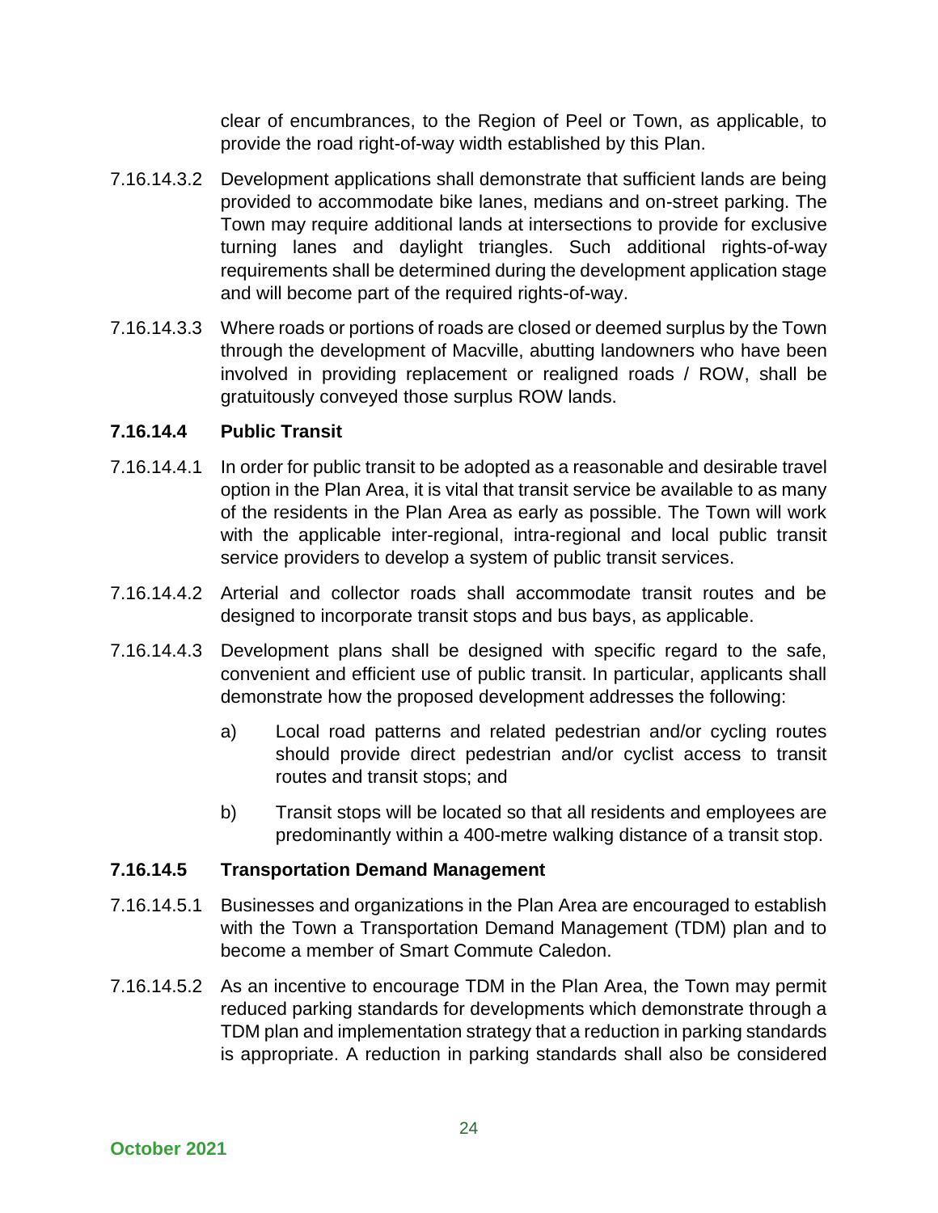clear of encumbrances, to the Region of Peel or Town, as applicable, to provide the road right-of-way width established by this Plan.

7.16.14.3.2 Development applications shall demonstrate that sufficient lands are being provided to accommodate bike lanes, medians and on-street parking. The Town may require additional lands at intersections to provide for exclusive turning lanes and daylight triangles. Such additional rights-of-way requirements shall be determined during the development application stage and will become part of the required rights-of-way.

7.16.14.3.3 Where roads or portions of roads are closed or deemed surplus by the Town through the development of Macville, abutting landowners who have been involved in providing replacement or realigned roads / ROW, shall be gratuitously conveyed those surplus ROW lands.

**7.16.14.4 Public Transit**

7.16.14.4.1 In order for public transit to be adopted as a reasonable and desirable travel option in the Plan Area, it is vital that transit service be available to as many of the residents in the Plan Area as early as possible. The Town will work with the applicable inter-regional, intra-regional and local public transit service providers to develop a system of public transit services.

7.16.14.4.2 Arterial and collector roads shall accommodate transit routes and be designed to incorporate transit stops and bus bays, as applicable.

7.16.14.4.3 Development plans shall be designed with specific regard to the safe, convenient and efficient use of public transit. In particular, applicants shall demonstrate how the proposed development addresses the following:

a) Local road patterns and related pedestrian and/or cycling routes should provide direct pedestrian and/or cyclist access to transit routes and transit stops; and

b) Transit stops will be located so that all residents and employees are predominantly within a 400-metre walking distance of a transit stop.

**7.16.14.5 Transportation Demand Management**

7.16.14.5.1 Businesses and organizations in the Plan Area are encouraged to establish with the Town a Transportation Demand Management (TDM) plan and to become a member of Smart Commute Caledon.

7.16.14.5.2 As an incentive to encourage TDM in the Plan Area, the Town may permit reduced parking standards for developments which demonstrate through a TDM plan and implementation strategy that a reduction in parking standards is appropriate. A reduction in parking standards shall also be considered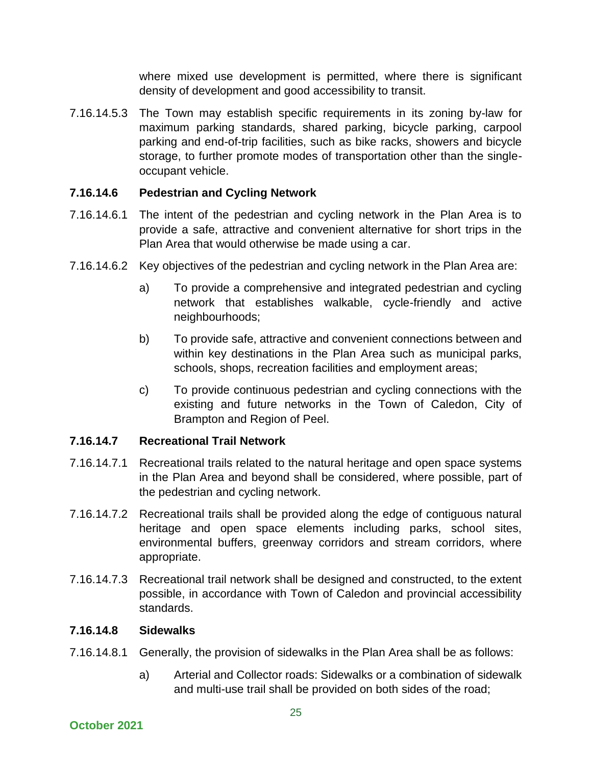where mixed use development is permitted, where there is significant density of development and good accessibility to transit.

7.16.14.5.3 The Town may establish specific requirements in its zoning by-law for maximum parking standards, shared parking, bicycle parking, carpool parking and end-of-trip facilities, such as bike racks, showers and bicycle storage, to further promote modes of transportation other than the single-occupant vehicle.

### 7.16.14.6 Pedestrian and Cycling Network

7.16.14.6.1 The intent of the pedestrian and cycling network in the Plan Area is to provide a safe, attractive and convenient alternative for short trips in the Plan Area that would otherwise be made using a car.

7.16.14.6.2 Key objectives of the pedestrian and cycling network in the Plan Area are:

a) To provide a comprehensive and integrated pedestrian and cycling network that establishes walkable, cycle-friendly and active neighbourhoods;

b) To provide safe, attractive and convenient connections between and within key destinations in the Plan Area such as municipal parks, schools, shops, recreation facilities and employment areas;

c) To provide continuous pedestrian and cycling connections with the existing and future networks in the Town of Caledon, City of Brampton and Region of Peel.

### 7.16.14.7 Recreational Trail Network

7.16.14.7.1 Recreational trails related to the natural heritage and open space systems in the Plan Area and beyond shall be considered, where possible, part of the pedestrian and cycling network.

7.16.14.7.2 Recreational trails shall be provided along the edge of contiguous natural heritage and open space elements including parks, school sites, environmental buffers, greenway corridors and stream corridors, where appropriate.

7.16.14.7.3 Recreational trail network shall be designed and constructed, to the extent possible, in accordance with Town of Caledon and provincial accessibility standards.

### 7.16.14.8 Sidewalks

7.16.14.8.1 Generally, the provision of sidewalks in the Plan Area shall be as follows:

a) Arterial and Collector roads: Sidewalks or a combination of sidewalk and multi-use trail shall be provided on both sides of the road;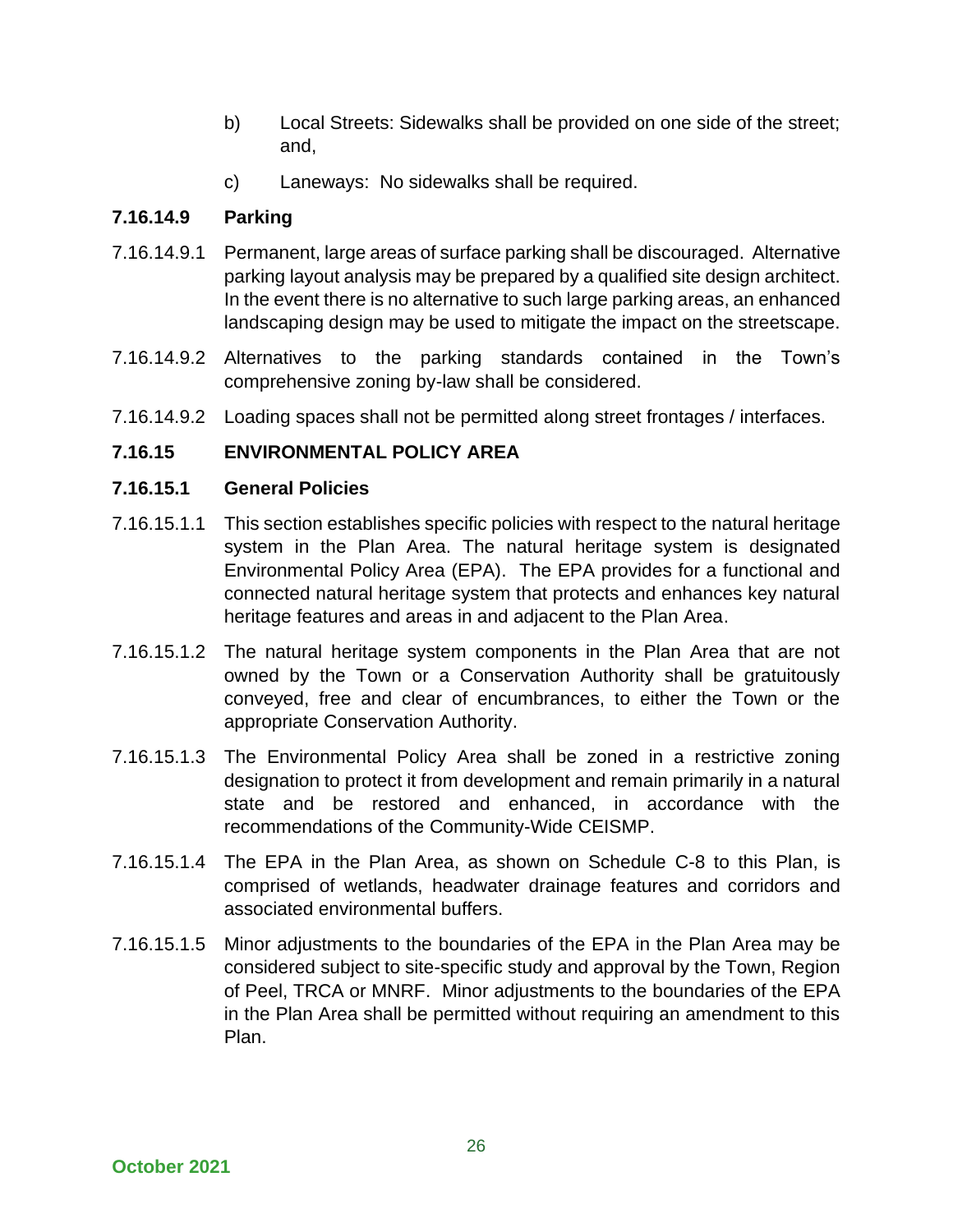b) Local Streets: Sidewalks shall be provided on one side of the street; and,

c) Laneways: No sidewalks shall be required.

**7.16.14.9 Parking**

7.16.14.9.1 Permanent, large areas of surface parking shall be discouraged. Alternative parking layout analysis may be prepared by a qualified site design architect. In the event there is no alternative to such large parking areas, an enhanced landscaping design may be used to mitigate the impact on the streetscape.

7.16.14.9.2 Alternatives to the parking standards contained in the Town's comprehensive zoning by-law shall be considered.

7.16.14.9.2 Loading spaces shall not be permitted along street frontages / interfaces.

## 7.16.15 ENVIRONMENTAL POLICY AREA

### 7.16.15.1 General Policies

7.16.15.1.1 This section establishes specific policies with respect to the natural heritage system in the Plan Area. The natural heritage system is designated Environmental Policy Area (EPA). The EPA provides for a functional and connected natural heritage system that protects and enhances key natural heritage features and areas in and adjacent to the Plan Area.

7.16.15.1.2 The natural heritage system components in the Plan Area that are not owned by the Town or a Conservation Authority shall be gratuitously conveyed, free and clear of encumbrances, to either the Town or the appropriate Conservation Authority.

7.16.15.1.3 The Environmental Policy Area shall be zoned in a restrictive zoning designation to protect it from development and remain primarily in a natural state and be restored and enhanced, in accordance with the recommendations of the Community-Wide CEISMP.

7.16.15.1.4 The EPA in the Plan Area, as shown on Schedule C-8 to this Plan, is comprised of wetlands, headwater drainage features and corridors and associated environmental buffers.

7.16.15.1.5 Minor adjustments to the boundaries of the EPA in the Plan Area may be considered subject to site-specific study and approval by the Town, Region of Peel, TRCA or MNRF. Minor adjustments to the boundaries of the EPA in the Plan Area shall be permitted without requiring an amendment to this Plan.

October 2021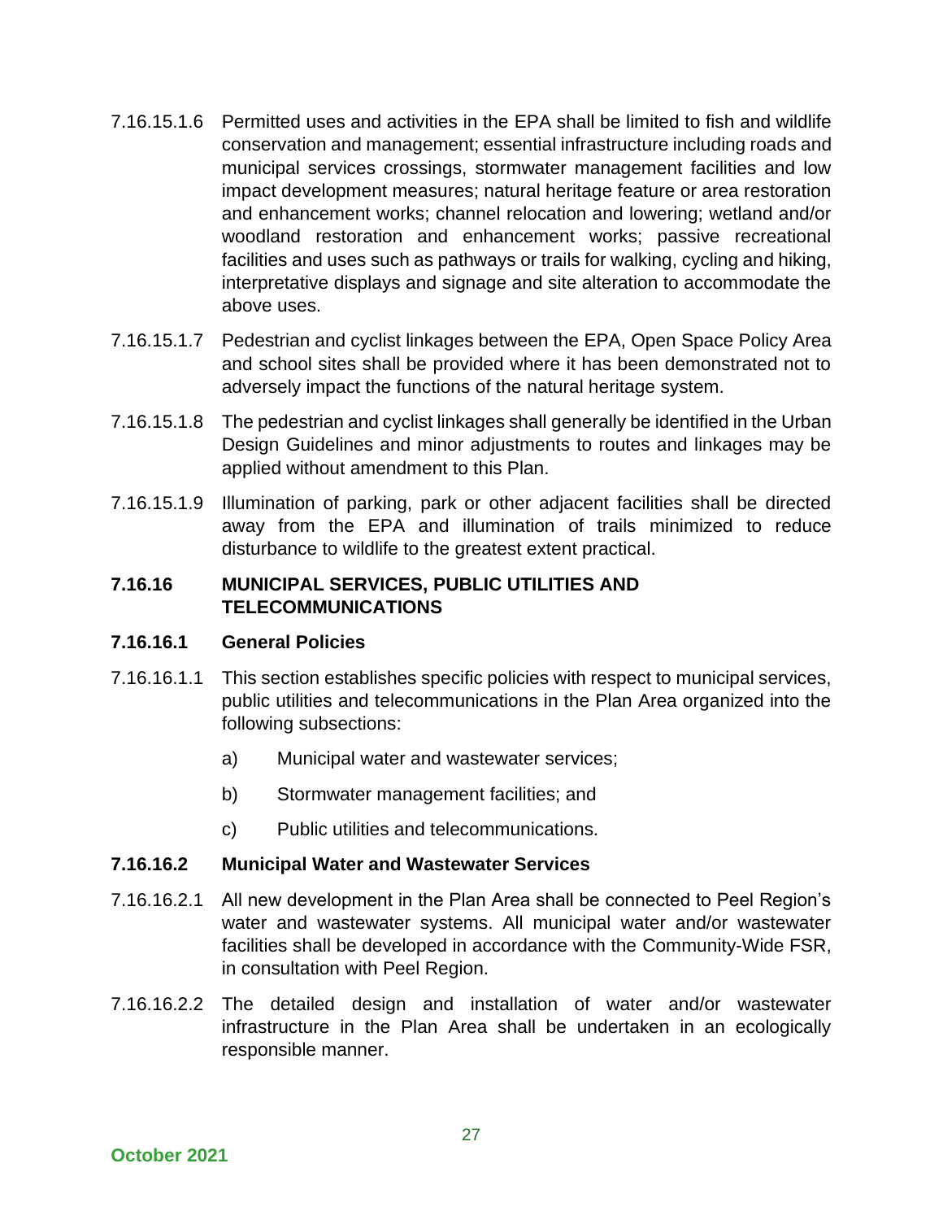7.16.15.1.6 Permitted uses and activities in the EPA shall be limited to fish and wildlife conservation and management; essential infrastructure including roads and municipal services crossings, stormwater management facilities and low impact development measures; natural heritage feature or area restoration and enhancement works; channel relocation and lowering; wetland and/or woodland restoration and enhancement works; passive recreational facilities and uses such as pathways or trails for walking, cycling and hiking, interpretative displays and signage and site alteration to accommodate the above uses.

7.16.15.1.7 Pedestrian and cyclist linkages between the EPA, Open Space Policy Area and school sites shall be provided where it has been demonstrated not to adversely impact the functions of the natural heritage system.

7.16.15.1.8 The pedestrian and cyclist linkages shall generally be identified in the Urban Design Guidelines and minor adjustments to routes and linkages may be applied without amendment to this Plan.

7.16.15.1.9 Illumination of parking, park or other adjacent facilities shall be directed away from the EPA and illumination of trails minimized to reduce disturbance to wildlife to the greatest extent practical.

## 7.16.16 MUNICIPAL SERVICES, PUBLIC UTILITIES AND TELECOMMUNICATIONS

### 7.16.16.1 General Policies

7.16.16.1.1 This section establishes specific policies with respect to municipal services, public utilities and telecommunications in the Plan Area organized into the following subsections:

a) Municipal water and wastewater services;

b) Stormwater management facilities; and

c) Public utilities and telecommunications.

### 7.16.16.2 Municipal Water and Wastewater Services

7.16.16.2.1 All new development in the Plan Area shall be connected to Peel Region's water and wastewater systems. All municipal water and/or wastewater facilities shall be developed in accordance with the Community-Wide FSR, in consultation with Peel Region.

7.16.16.2.2 The detailed design and installation of water and/or wastewater infrastructure in the Plan Area shall be undertaken in an ecologically responsible manner.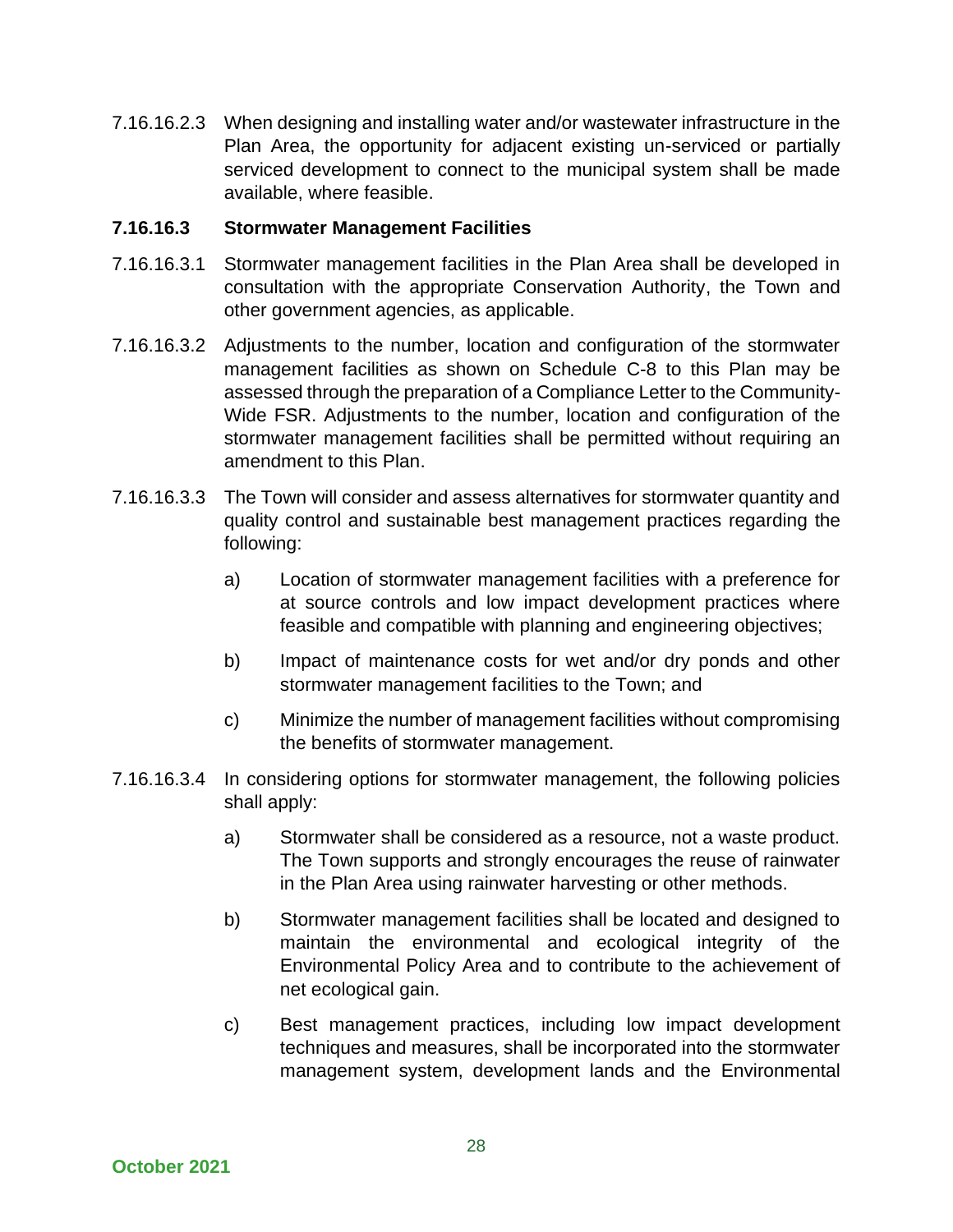7.16.16.2.3 When designing and installing water and/or wastewater infrastructure in the Plan Area, the opportunity for adjacent existing un-serviced or partially serviced development to connect to the municipal system shall be made available, where feasible.

**7.16.16.3 Stormwater Management Facilities**

7.16.16.3.1 Stormwater management facilities in the Plan Area shall be developed in consultation with the appropriate Conservation Authority, the Town and other government agencies, as applicable.

7.16.16.3.2 Adjustments to the number, location and configuration of the stormwater management facilities as shown on Schedule C-8 to this Plan may be assessed through the preparation of a Compliance Letter to the Community-Wide FSR. Adjustments to the number, location and configuration of the stormwater management facilities shall be permitted without requiring an amendment to this Plan.

7.16.16.3.3 The Town will consider and assess alternatives for stormwater quantity and quality control and sustainable best management practices regarding the following:

a) Location of stormwater management facilities with a preference for at source controls and low impact development practices where feasible and compatible with planning and engineering objectives;

b) Impact of maintenance costs for wet and/or dry ponds and other stormwater management facilities to the Town; and

c) Minimize the number of management facilities without compromising the benefits of stormwater management.

7.16.16.3.4 In considering options for stormwater management, the following policies shall apply:

a) Stormwater shall be considered as a resource, not a waste product. The Town supports and strongly encourages the reuse of rainwater in the Plan Area using rainwater harvesting or other methods.

b) Stormwater management facilities shall be located and designed to maintain the environmental and ecological integrity of the Environmental Policy Area and to contribute to the achievement of net ecological gain.

c) Best management practices, including low impact development techniques and measures, shall be incorporated into the stormwater management system, development lands and the Environmental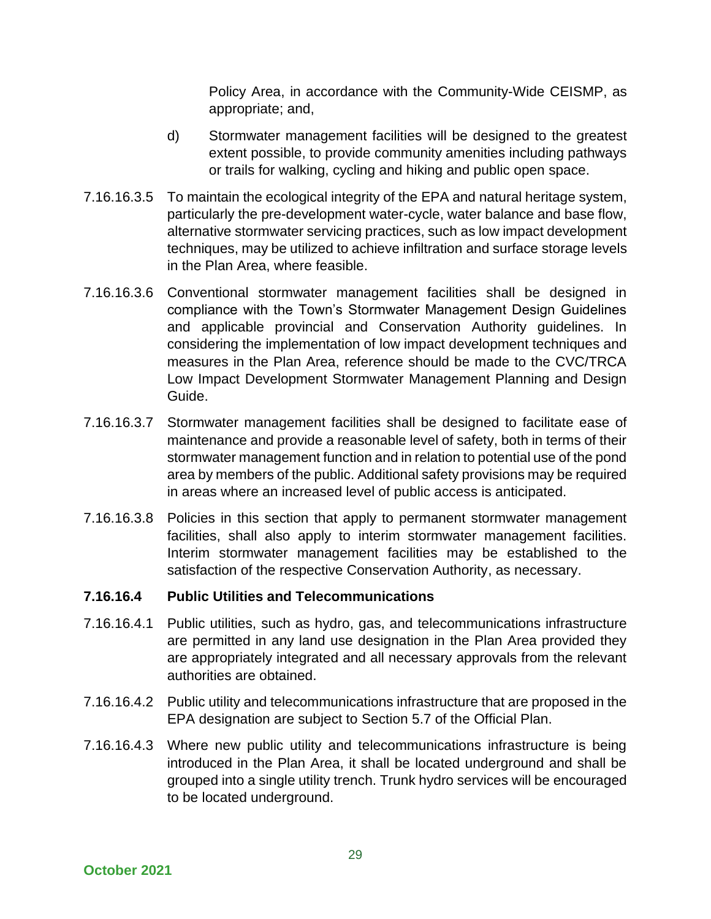Policy Area, in accordance with the Community-Wide CEISMP, as appropriate; and,

d) Stormwater management facilities will be designed to the greatest extent possible, to provide community amenities including pathways or trails for walking, cycling and hiking and public open space.

7.16.16.3.5 To maintain the ecological integrity of the EPA and natural heritage system, particularly the pre-development water-cycle, water balance and base flow, alternative stormwater servicing practices, such as low impact development techniques, may be utilized to achieve infiltration and surface storage levels in the Plan Area, where feasible.

7.16.16.3.6 Conventional stormwater management facilities shall be designed in compliance with the Town's Stormwater Management Design Guidelines and applicable provincial and Conservation Authority guidelines. In considering the implementation of low impact development techniques and measures in the Plan Area, reference should be made to the CVC/TRCA Low Impact Development Stormwater Management Planning and Design Guide.

7.16.16.3.7 Stormwater management facilities shall be designed to facilitate ease of maintenance and provide a reasonable level of safety, both in terms of their stormwater management function and in relation to potential use of the pond area by members of the public. Additional safety provisions may be required in areas where an increased level of public access is anticipated.

7.16.16.3.8 Policies in this section that apply to permanent stormwater management facilities, shall also apply to interim stormwater management facilities. Interim stormwater management facilities may be established to the satisfaction of the respective Conservation Authority, as necessary.

### 7.16.16.4 Public Utilities and Telecommunications

7.16.16.4.1 Public utilities, such as hydro, gas, and telecommunications infrastructure are permitted in any land use designation in the Plan Area provided they are appropriately integrated and all necessary approvals from the relevant authorities are obtained.

7.16.16.4.2 Public utility and telecommunications infrastructure that are proposed in the EPA designation are subject to Section 5.7 of the Official Plan.

7.16.16.4.3 Where new public utility and telecommunications infrastructure is being introduced in the Plan Area, it shall be located underground and shall be grouped into a single utility trench. Trunk hydro services will be encouraged to be located underground.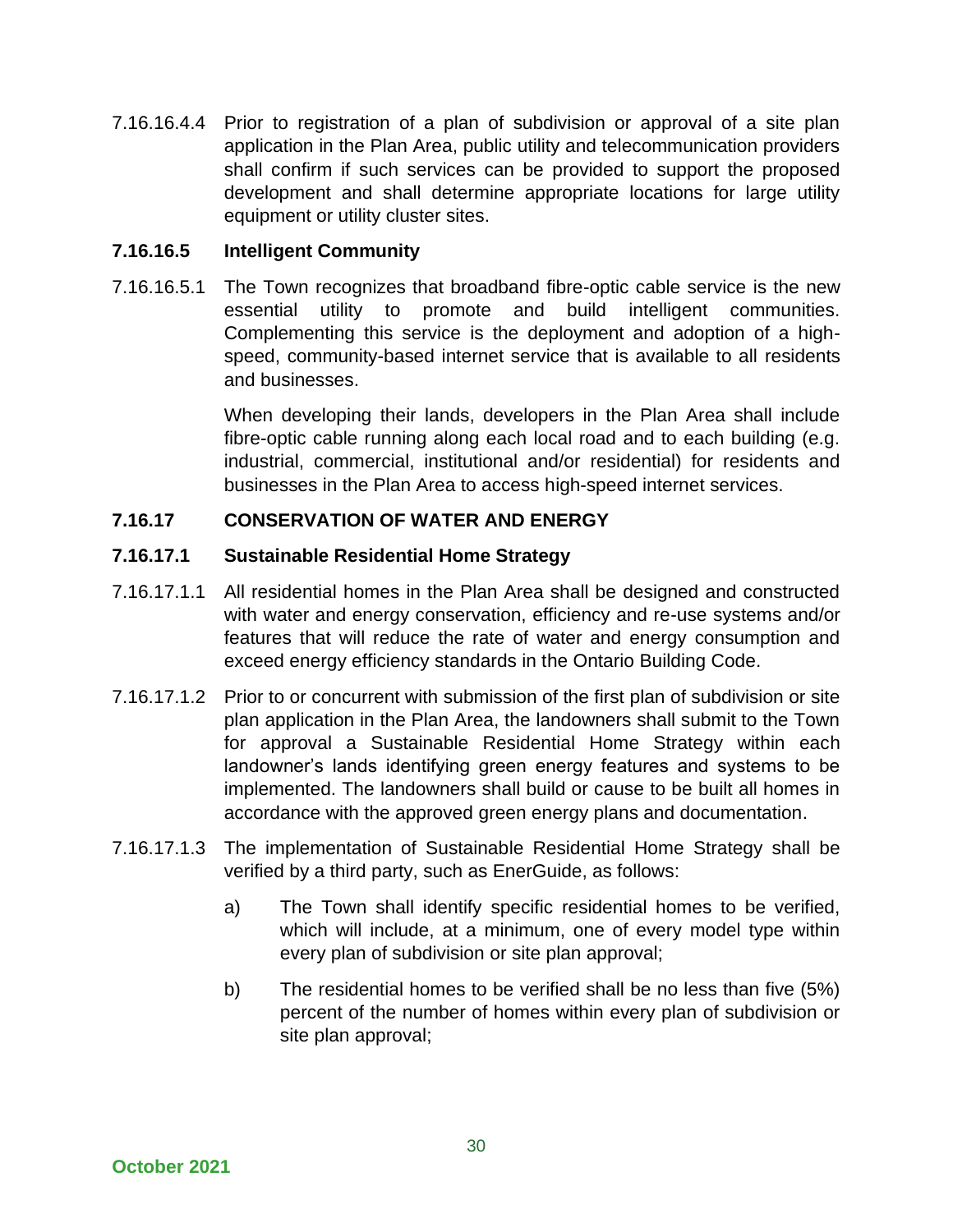7.16.16.4.4 Prior to registration of a plan of subdivision or approval of a site plan application in the Plan Area, public utility and telecommunication providers shall confirm if such services can be provided to support the proposed development and shall determine appropriate locations for large utility equipment or utility cluster sites.

### 7.16.16.5 Intelligent Community

7.16.16.5.1 The Town recognizes that broadband fibre-optic cable service is the new essential utility to promote and build intelligent communities. Complementing this service is the deployment and adoption of a high-speed, community-based internet service that is available to all residents and businesses.

When developing their lands, developers in the Plan Area shall include fibre-optic cable running along each local road and to each building (e.g. industrial, commercial, institutional and/or residential) for residents and businesses in the Plan Area to access high-speed internet services.

## 7.16.17 CONSERVATION OF WATER AND ENERGY

### 7.16.17.1 Sustainable Residential Home Strategy

7.16.17.1.1 All residential homes in the Plan Area shall be designed and constructed with water and energy conservation, efficiency and re-use systems and/or features that will reduce the rate of water and energy consumption and exceed energy efficiency standards in the Ontario Building Code.

7.16.17.1.2 Prior to or concurrent with submission of the first plan of subdivision or site plan application in the Plan Area, the landowners shall submit to the Town for approval a Sustainable Residential Home Strategy within each landowner's lands identifying green energy features and systems to be implemented. The landowners shall build or cause to be built all homes in accordance with the approved green energy plans and documentation.

7.16.17.1.3 The implementation of Sustainable Residential Home Strategy shall be verified by a third party, such as EnerGuide, as follows:

a) The Town shall identify specific residential homes to be verified, which will include, at a minimum, one of every model type within every plan of subdivision or site plan approval;

b) The residential homes to be verified shall be no less than five (5%) percent of the number of homes within every plan of subdivision or site plan approval;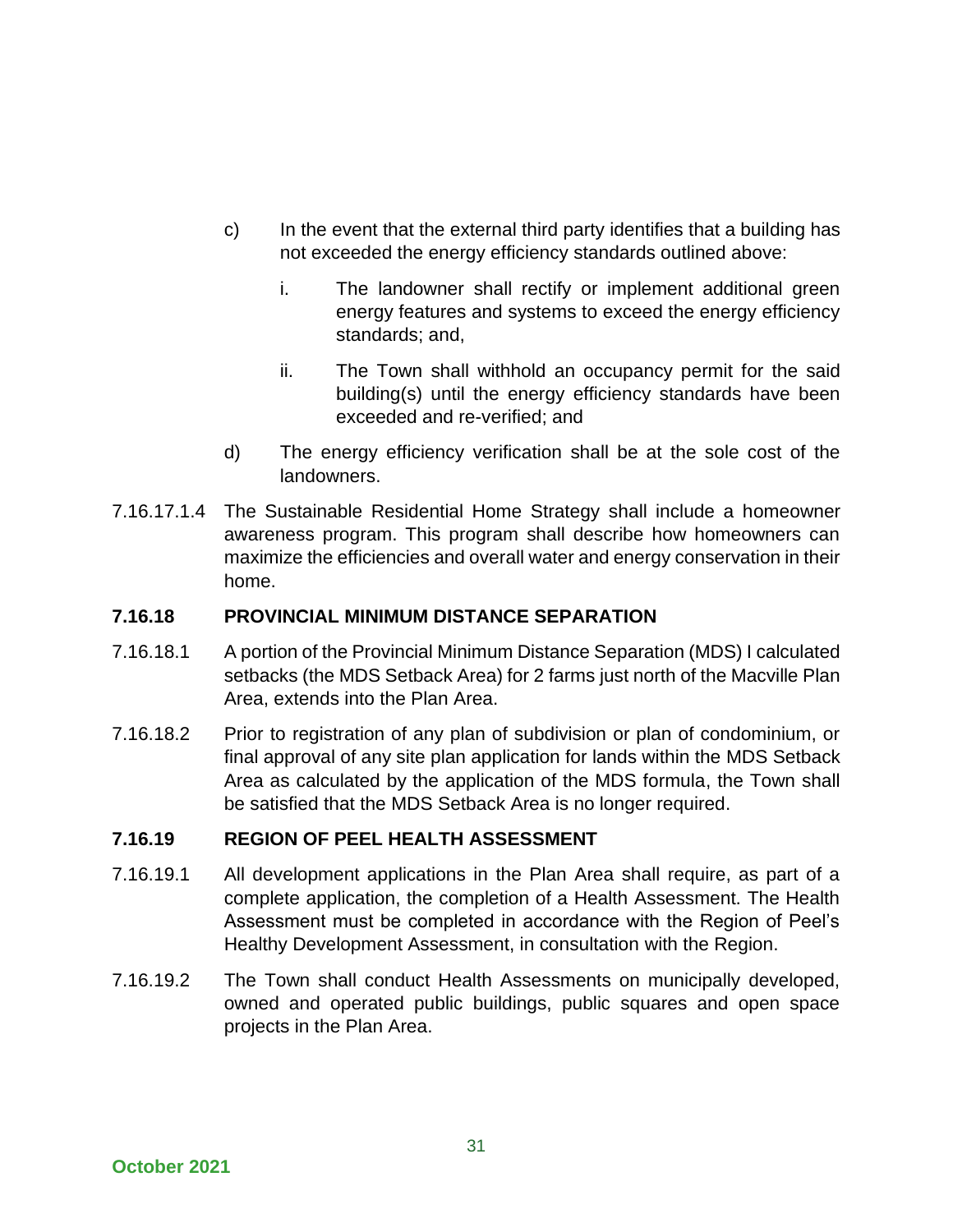c) In the event that the external third party identifies that a building has not exceeded the energy efficiency standards outlined above:

   i. The landowner shall rectify or implement additional green energy features and systems to exceed the energy efficiency standards; and,

   ii. The Town shall withhold an occupancy permit for the said building(s) until the energy efficiency standards have been exceeded and re-verified; and

d) The energy efficiency verification shall be at the sole cost of the landowners.

7.16.17.1.4 The Sustainable Residential Home Strategy shall include a homeowner awareness program. This program shall describe how homeowners can maximize the efficiencies and overall water and energy conservation in their home.

### 7.16.18 PROVINCIAL MINIMUM DISTANCE SEPARATION

7.16.18.1 A portion of the Provincial Minimum Distance Separation (MDS) I calculated setbacks (the MDS Setback Area) for 2 farms just north of the Macville Plan Area, extends into the Plan Area.

7.16.18.2 Prior to registration of any plan of subdivision or plan of condominium, or final approval of any site plan application for lands within the MDS Setback Area as calculated by the application of the MDS formula, the Town shall be satisfied that the MDS Setback Area is no longer required.

### 7.16.19 REGION OF PEEL HEALTH ASSESSMENT

7.16.19.1 All development applications in the Plan Area shall require, as part of a complete application, the completion of a Health Assessment. The Health Assessment must be completed in accordance with the Region of Peel's Healthy Development Assessment, in consultation with the Region.

7.16.19.2 The Town shall conduct Health Assessments on municipally developed, owned and operated public buildings, public squares and open space projects in the Plan Area.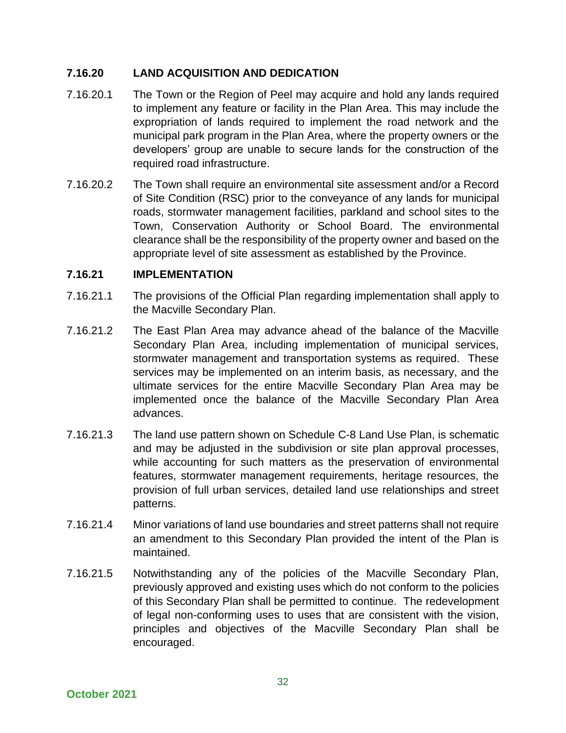### 7.16.20 LAND ACQUISITION AND DEDICATION

7.16.20.1 The Town or the Region of Peel may acquire and hold any lands required to implement any feature or facility in the Plan Area. This may include the expropriation of lands required to implement the road network and the municipal park program in the Plan Area, where the property owners or the developers' group are unable to secure lands for the construction of the required road infrastructure.

7.16.20.2 The Town shall require an environmental site assessment and/or a Record of Site Condition (RSC) prior to the conveyance of any lands for municipal roads, stormwater management facilities, parkland and school sites to the Town, Conservation Authority or School Board. The environmental clearance shall be the responsibility of the property owner and based on the appropriate level of site assessment as established by the Province.

### 7.16.21 IMPLEMENTATION

7.16.21.1 The provisions of the Official Plan regarding implementation shall apply to the Macville Secondary Plan.

7.16.21.2 The East Plan Area may advance ahead of the balance of the Macville Secondary Plan Area, including implementation of municipal services, stormwater management and transportation systems as required. These services may be implemented on an interim basis, as necessary, and the ultimate services for the entire Macville Secondary Plan Area may be implemented once the balance of the Macville Secondary Plan Area advances.

7.16.21.3 The land use pattern shown on Schedule C-8 Land Use Plan, is schematic and may be adjusted in the subdivision or site plan approval processes, while accounting for such matters as the preservation of environmental features, stormwater management requirements, heritage resources, the provision of full urban services, detailed land use relationships and street patterns.

7.16.21.4 Minor variations of land use boundaries and street patterns shall not require an amendment to this Secondary Plan provided the intent of the Plan is maintained.

7.16.21.5 Notwithstanding any of the policies of the Macville Secondary Plan, previously approved and existing uses which do not conform to the policies of this Secondary Plan shall be permitted to continue. The redevelopment of legal non-conforming uses to uses that are consistent with the vision, principles and objectives of the Macville Secondary Plan shall be encouraged.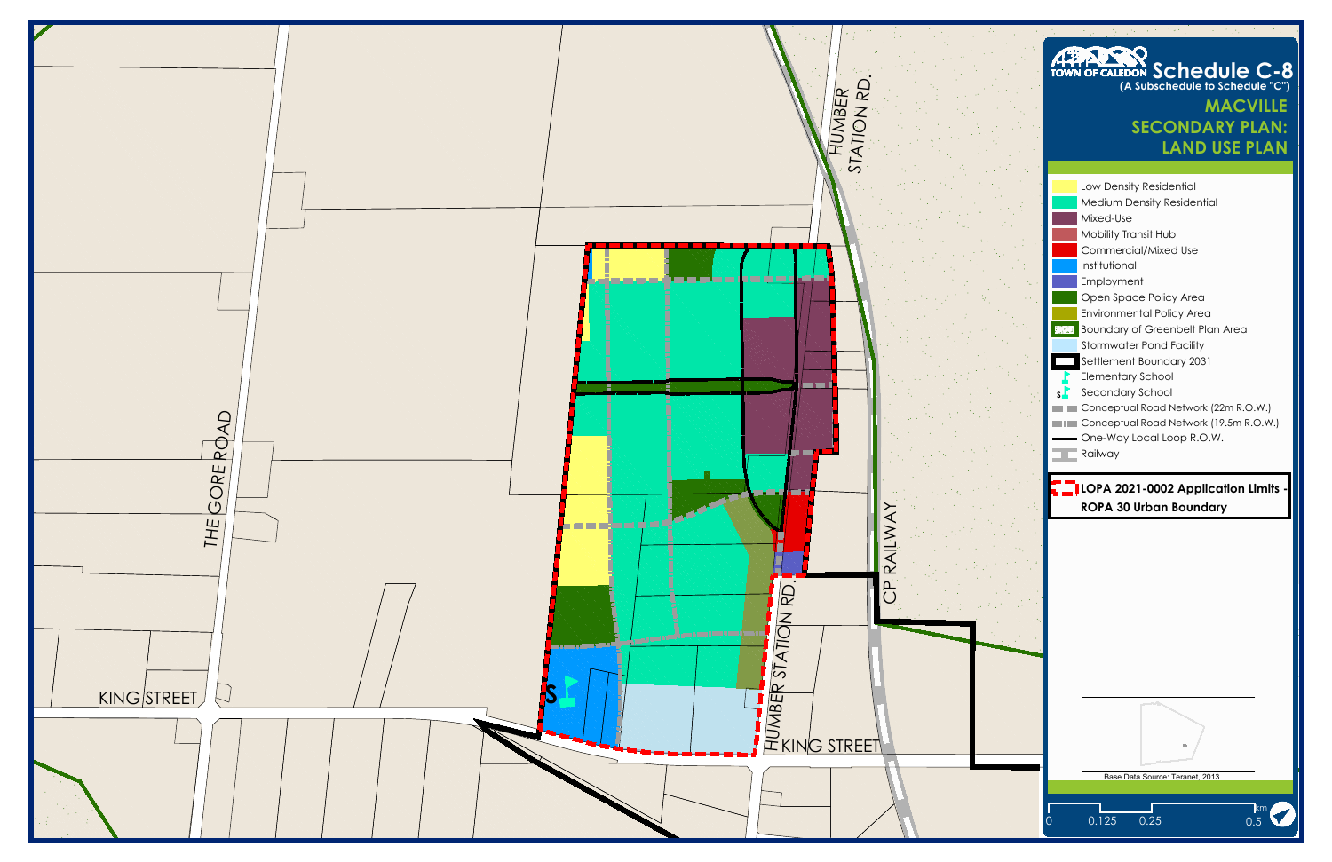TOWN OF CALEDON

# Schedule C-8

(A Subschedule to Schedule "C")

## MACVILLE SECONDARY PLAN: LAND USE PLAN

- Low Density Residential
- Medium Density Residential
- Mixed-Use
- Mobility Transit Hub
- Commercial/Mixed Use
- Institutional
- Employment
- Open Space Policy Area
- Environmental Policy Area
- Boundary of Greenbelt Plan Area
- Stormwater Pond Facility
- Settlement Boundary 2031
- Elementary School
- Secondary School
- Conceptual Road Network (22m R.O.W.)
- Conceptual Road Network (19.5m R.O.W.)
- One-Way Local Loop R.O.W.
- Railway

**LOPA 2021-0002 Application Limits - ROPA 30 Urban Boundary**

HUMBER STATION RD.

THE GORE ROAD

KING STREET

CP RAILWAY

Base Data Source: Teranet, 2013

0 0.125 0.25 0.5 km